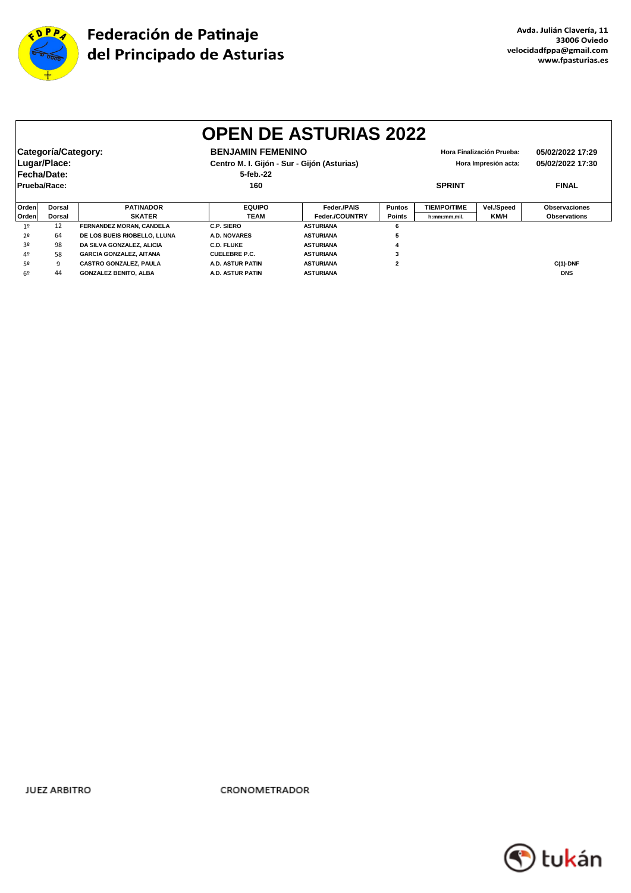# Federación de Patinaje del Principado de Asturias

**Avda. Julián Clavería, 11**
**33006 Oviedo**
**velocidadfppa@gmail.com**
**www.fpasturias.es**

## OPEN DE ASTURIAS 2022

| | | | |
|---|---|---|---|
| **Categoría/Category:** | **BENJAMIN FEMENINO** | Hora Finalización Prueba: | 05/02/2022 17:29 |
| **Lugar/Place:** | **Centro M. I. Gijón - Sur - Gijón (Asturias)** | Hora Impresión acta: | 05/02/2022 17:30 |
| **Fecha/Date:** | **5-feb.-22** | | |
| **Prueba/Race:** | **160** | **SPRINT** | **FINAL** |

| Orden Orden | Dorsal Dorsal | PATINADOR SKATER | EQUIPO TEAM | Feder./PAIS Feder./COUNTRY | Puntos Points | TIEMPO/TIME h:mm:mm,mil. | Vel./Speed KM/H | Observaciones Observations |
|---|---|---|---|---|---|---|---|---|
| 1º | 12 | FERNANDEZ MORAN, CANDELA | C.P. SIERO | ASTURIANA | 6 | | | |
| 2º | 64 | DE LOS BUEIS RIOBELLO, LLUNA | A.D. NOVARES | ASTURIANA | 5 | | | |
| 3º | 98 | DA SILVA GONZALEZ, ALICIA | C.D. FLUKE | ASTURIANA | 4 | | | |
| 4º | 58 | GARCIA GONZALEZ, AITANA | CUELEBRE P.C. | ASTURIANA | 3 | | | |
| 5º | 9 | CASTRO GONZALEZ, PAULA | A.D. ASTUR PATIN | ASTURIANA | 2 | | | C(1)-DNF |
| 6º | 44 | GONZALEZ BENITO, ALBA | A.D. ASTUR PATIN | ASTURIANA | | | | DNS |

JUEZ ARBITRO

CRONOMETRADOR

tukán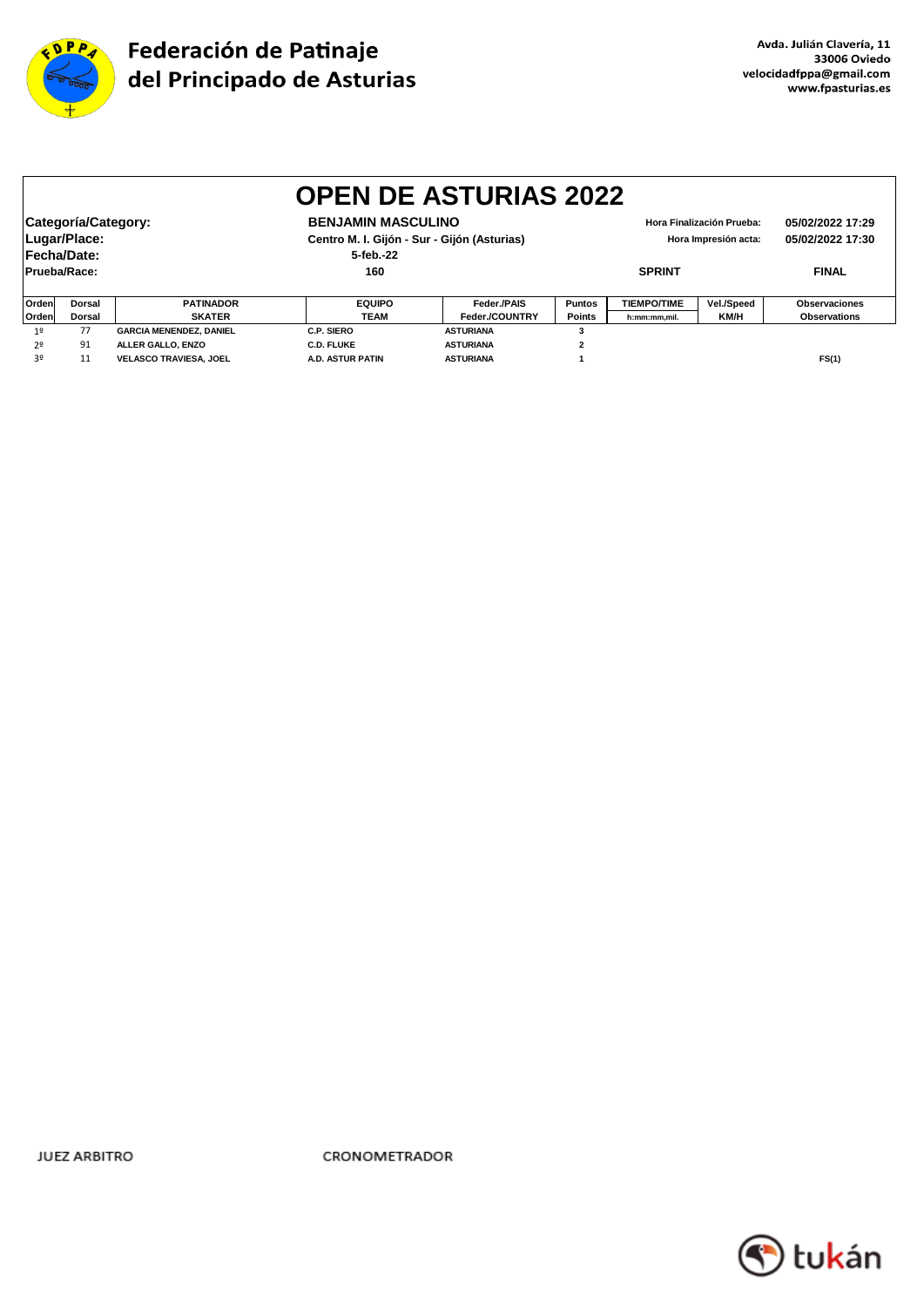# Federación de Patinaje del Principado de Asturias

Avda. Julián Clavería, 11
33006 Oviedo
velocidadfppa@gmail.com
www.fpasturias.es

## OPEN DE ASTURIAS 2022

| | | | |
|---|---|---|---|
| **Categoría/Category:** | **BENJAMIN MASCULINO** | **Hora Finalización Prueba:** | **05/02/2022 17:29** |
| **Lugar/Place:** | **Centro M. I. Gijón - Sur - Gijón (Asturias)** | **Hora Impresión acta:** | **05/02/2022 17:30** |
| **Fecha/Date:** | **5-feb.-22** | | |
| **Prueba/Race:** | **160** | **SPRINT** | **FINAL** |

| Orden<br>Orden | Dorsal<br>Dorsal | PATINADOR<br>SKATER | EQUIPO<br>TEAM | Feder./PAIS<br>Feder./COUNTRY | Puntos<br>Points | TIEMPO/TIME<br>h:mm:mm,mil. | Vel./Speed<br>KM/H | Observaciones<br>Observations |
|---|---|---|---|---|---|---|---|---|
| 1º | 77 | GARCIA MENENDEZ, DANIEL | C.P. SIERO | ASTURIANA | 3 | | | |
| 2º | 91 | ALLER GALLO, ENZO | C.D. FLUKE | ASTURIANA | 2 | | | |
| 3º | 11 | VELASCO TRAVIESA, JOEL | A.D. ASTUR PATIN | ASTURIANA | 1 | | | FS(1) |

JUEZ ARBITRO

CRONOMETRADOR

tukán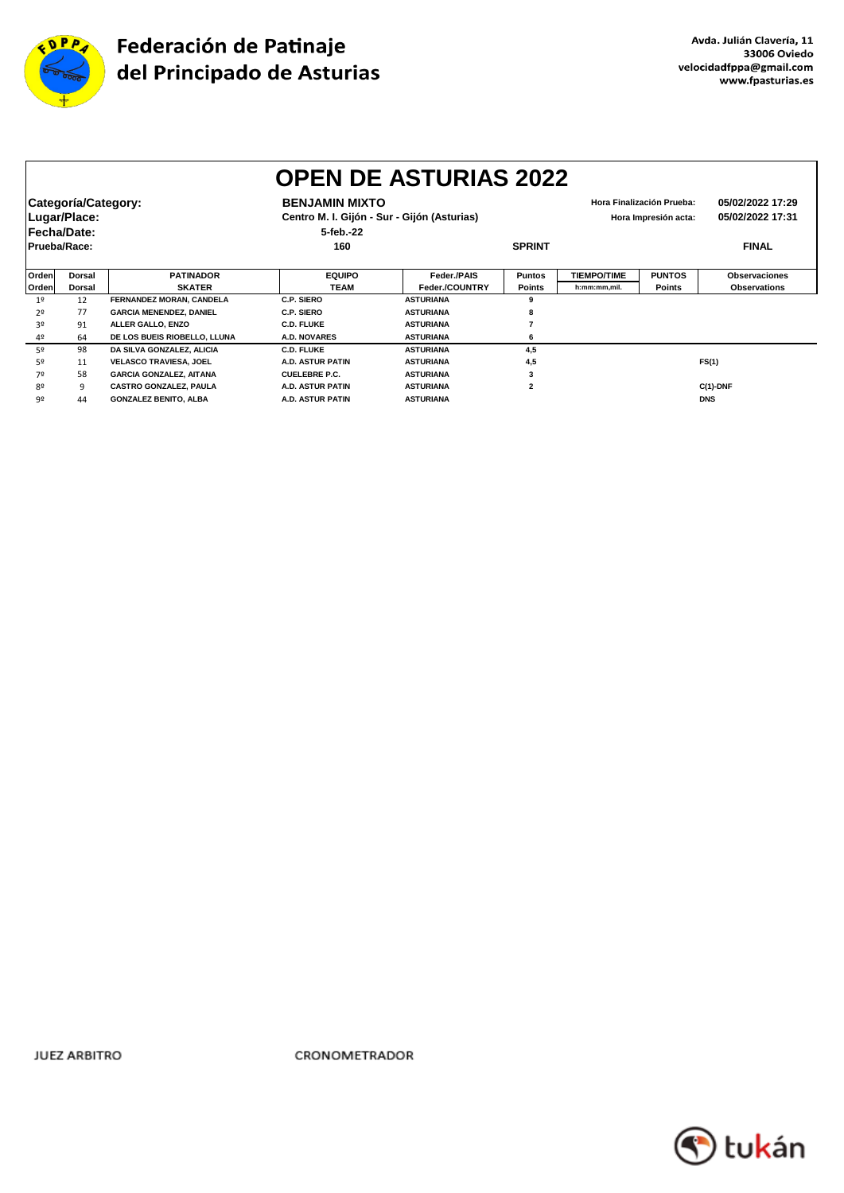**Federación de Patinaje del Principado de Asturias**

Avda. Julián Clavería, 11
33006 Oviedo
velocidadfppa@gmail.com
www.fpasturias.es

# OPEN DE ASTURIAS 2022

| | | | |
|---|---|---|---|
| **Categoría/Category:** | **BENJAMIN MIXTO** | Hora Finalización Prueba: | 05/02/2022 17:29 |
| **Lugar/Place:** | Centro M. I. Gijón - Sur - Gijón (Asturias) | Hora Impresión acta: | 05/02/2022 17:31 |
| **Fecha/Date:** | 5-feb.-22 | | |
| **Prueba/Race:** | 160 | SPRINT | FINAL |

| Orden / Orden | Dorsal / Dorsal | PATINADOR / SKATER | EQUIPO / TEAM | Feder./PAIS / Feder./COUNTRY | Puntos / Points | TIEMPO/TIME / h:mm:mm,mil. | PUNTOS / Points | Observaciones / Observations |
|---|---|---|---|---|---|---|---|---|
| 1º | 12 | FERNANDEZ MORAN, CANDELA | C.P. SIERO | ASTURIANA | 9 | | | |
| 2º | 77 | GARCIA MENENDEZ, DANIEL | C.P. SIERO | ASTURIANA | 8 | | | |
| 3º | 91 | ALLER GALLO, ENZO | C.D. FLUKE | ASTURIANA | 7 | | | |
| 4º | 64 | DE LOS BUEIS RIOBELLO, LLUNA | A.D. NOVARES | ASTURIANA | 6 | | | |
| 5º | 98 | DA SILVA GONZALEZ, ALICIA | C.D. FLUKE | ASTURIANA | 4,5 | | | |
| 5º | 11 | VELASCO TRAVIESA, JOEL | A.D. ASTUR PATIN | ASTURIANA | 4,5 | | | FS(1) |
| 7º | 58 | GARCIA GONZALEZ, AITANA | CUELEBRE P.C. | ASTURIANA | 3 | | | |
| 8º | 9 | CASTRO GONZALEZ, PAULA | A.D. ASTUR PATIN | ASTURIANA | 2 | | | C(1)-DNF |
| 9º | 44 | GONZALEZ BENITO, ALBA | A.D. ASTUR PATIN | ASTURIANA | | | | DNS |

JUEZ ARBITRO

CRONOMETRADOR

tukán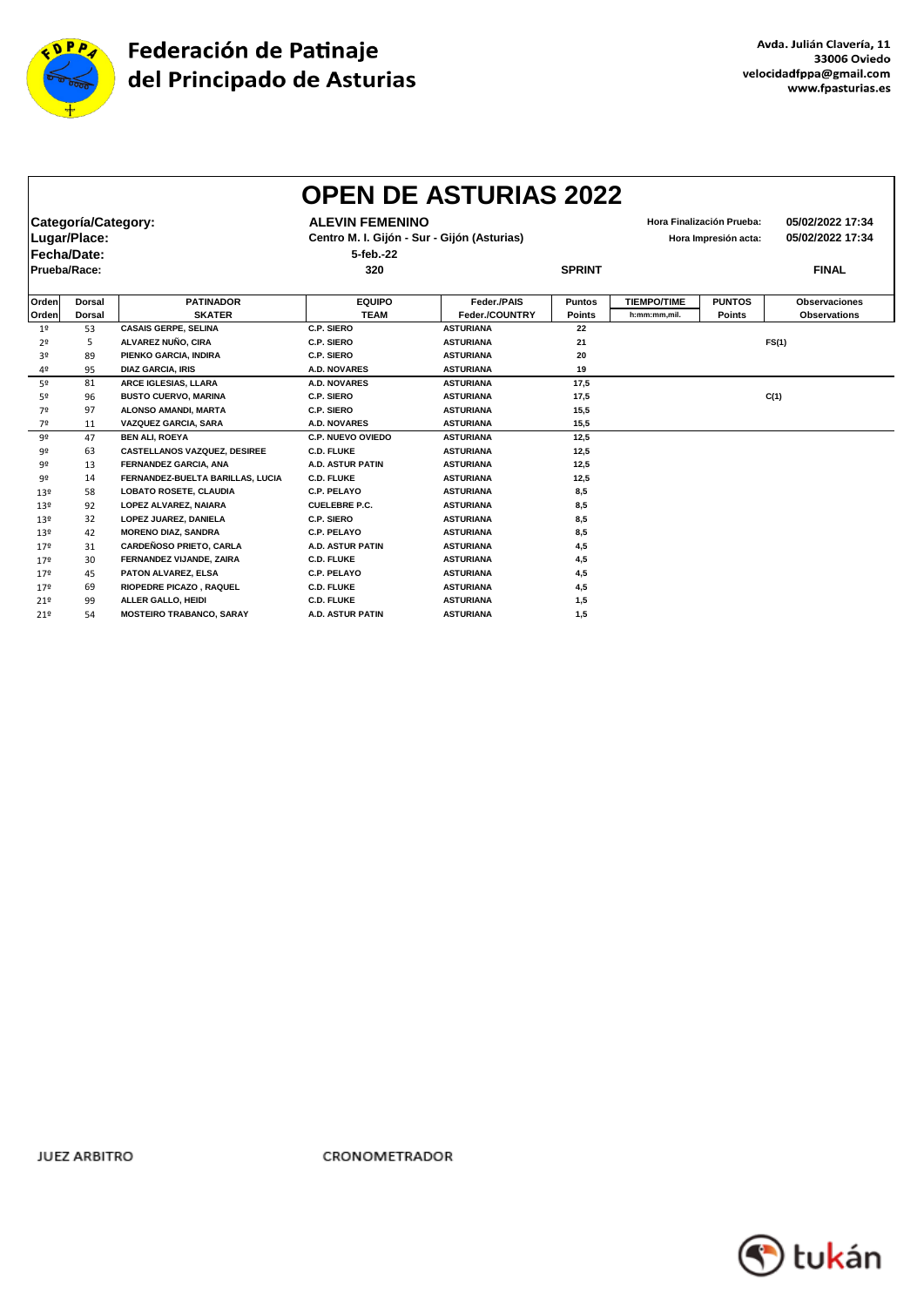# Federación de Patinaje del Principado de Asturias

Avda. Julián Clavería, 11
33006 Oviedo
velocidadfppa@gmail.com
www.fpasturias.es

## OPEN DE ASTURIAS 2022

| | | | |
|---|---|---|---|
| **Categoría/Category:** | **ALEVIN FEMENINO** | Hora Finalización Prueba: | 05/02/2022 17:34 |
| **Lugar/Place:** | Centro M. I. Gijón - Sur - Gijón (Asturias) | Hora Impresión acta: | 05/02/2022 17:34 |
| **Fecha/Date:** | 5-feb.-22 | | |
| **Prueba/Race:** | 320 | SPRINT | FINAL |

| Orden | Dorsal | PATINADOR | EQUIPO | Feder./PAIS | Puntos | TIEMPO/TIME | PUNTOS | Observaciones |
|---|---|---|---|---|---|---|---|---|
| Orden | Dorsal | SKATER | TEAM | Feder./COUNTRY | Points | h:mm:mm,mil. | Points | Observations |
| 1º | 53 | CASAIS GERPE, SELINA | C.P. SIERO | ASTURIANA | 22 | | | |
| 2º | 5 | ALVAREZ NUÑO, CIRA | C.P. SIERO | ASTURIANA | 21 | | | FS(1) |
| 3º | 89 | PIENKO GARCIA, INDIRA | C.P. SIERO | ASTURIANA | 20 | | | |
| 4º | 95 | DIAZ GARCIA, IRIS | A.D. NOVARES | ASTURIANA | 19 | | | |
| 5º | 81 | ARCE IGLESIAS, LLARA | A.D. NOVARES | ASTURIANA | 17,5 | | | |
| 5º | 96 | BUSTO CUERVO, MARINA | C.P. SIERO | ASTURIANA | 17,5 | | | C(1) |
| 7º | 97 | ALONSO AMANDI, MARTA | C.P. SIERO | ASTURIANA | 15,5 | | | |
| 7º | 11 | VAZQUEZ GARCIA, SARA | A.D. NOVARES | ASTURIANA | 15,5 | | | |
| 9º | 47 | BEN ALI, ROEYA | C.P. NUEVO OVIEDO | ASTURIANA | 12,5 | | | |
| 9º | 63 | CASTELLANOS VAZQUEZ, DESIREE | C.D. FLUKE | ASTURIANA | 12,5 | | | |
| 9º | 13 | FERNANDEZ GARCIA, ANA | A.D. ASTUR PATIN | ASTURIANA | 12,5 | | | |
| 9º | 14 | FERNANDEZ-BUELTA BARILLAS, LUCIA | C.D. FLUKE | ASTURIANA | 12,5 | | | |
| 13º | 58 | LOBATO ROSETE, CLAUDIA | C.P. PELAYO | ASTURIANA | 8,5 | | | |
| 13º | 92 | LOPEZ ALVAREZ, NAIARA | CUELEBRE P.C. | ASTURIANA | 8,5 | | | |
| 13º | 32 | LOPEZ JUAREZ, DANIELA | C.P. SIERO | ASTURIANA | 8,5 | | | |
| 13º | 42 | MORENO DIAZ, SANDRA | C.P. PELAYO | ASTURIANA | 8,5 | | | |
| 17º | 31 | CARDEÑOSO PRIETO, CARLA | A.D. ASTUR PATIN | ASTURIANA | 4,5 | | | |
| 17º | 30 | FERNANDEZ VIJANDE, ZAIRA | C.D. FLUKE | ASTURIANA | 4,5 | | | |
| 17º | 45 | PATON ALVAREZ, ELSA | C.P. PELAYO | ASTURIANA | 4,5 | | | |
| 17º | 69 | RIOPEDRE PICAZO , RAQUEL | C.D. FLUKE | ASTURIANA | 4,5 | | | |
| 21º | 99 | ALLER GALLO, HEIDI | C.D. FLUKE | ASTURIANA | 1,5 | | | |
| 21º | 54 | MOSTEIRO TRABANCO, SARAY | A.D. ASTUR PATIN | ASTURIANA | 1,5 | | | |

JUEZ ARBITRO

CRONOMETRADOR

tukán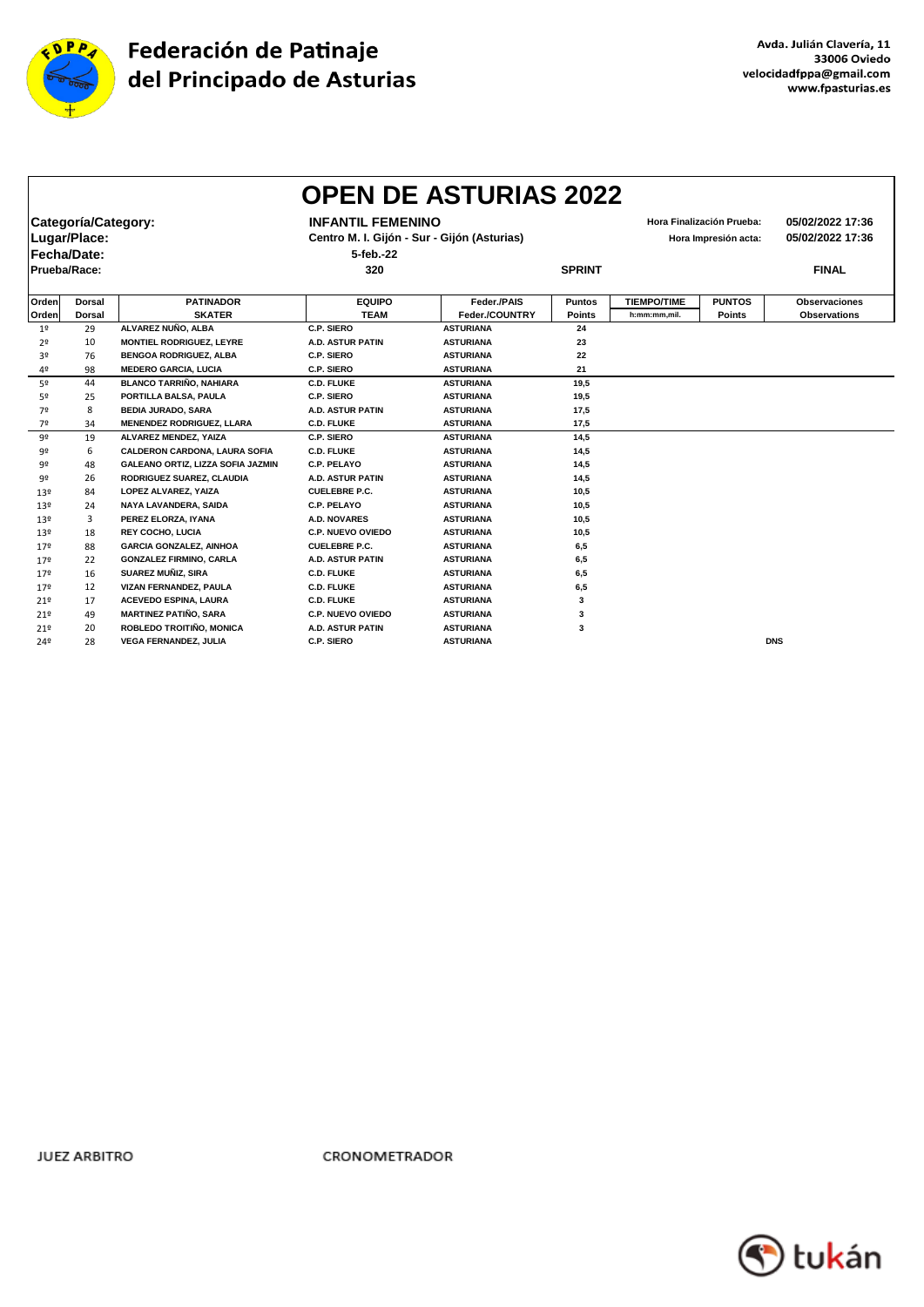# Federación de Patinaje del Principado de Asturias

Avda. Julián Clavería, 11
33006 Oviedo
velocidadfppa@gmail.com
www.fpasturias.es

## OPEN DE ASTURIAS 2022

**Categoría/Category:** INFANTIL FEMENINO
**Lugar/Place:** Centro M. I. Gijón - Sur - Gijón (Asturias)
**Fecha/Date:** 5-feb.-22
**Prueba/Race:** 320 SPRINT FINAL

Hora Finalización Prueba: 05/02/2022 17:36
Hora Impresión acta: 05/02/2022 17:36

| Orden Orden | Dorsal Dorsal | PATINADOR SKATER | EQUIPO TEAM | Feder./PAIS Feder./COUNTRY | Puntos Points | TIEMPO/TIME h:mm:mm,mil. | PUNTOS Points | Observaciones Observations |
|---|---|---|---|---|---|---|---|---|
| 1º | 29 | ALVAREZ NUÑO, ALBA | C.P. SIERO | ASTURIANA | 24 | | | |
| 2º | 10 | MONTIEL RODRIGUEZ, LEYRE | A.D. ASTUR PATIN | ASTURIANA | 23 | | | |
| 3º | 76 | BENGOA RODRIGUEZ, ALBA | C.P. SIERO | ASTURIANA | 22 | | | |
| 4º | 98 | MEDERO GARCIA, LUCIA | C.P. SIERO | ASTURIANA | 21 | | | |
| 5º | 44 | BLANCO TARRIÑO, NAHIARA | C.D. FLUKE | ASTURIANA | 19,5 | | | |
| 5º | 25 | PORTILLA BALSA, PAULA | C.P. SIERO | ASTURIANA | 19,5 | | | |
| 7º | 8 | BEDIA JURADO, SARA | A.D. ASTUR PATIN | ASTURIANA | 17,5 | | | |
| 7º | 34 | MENENDEZ RODRIGUEZ, LLARA | C.D. FLUKE | ASTURIANA | 17,5 | | | |
| 9º | 19 | ALVAREZ MENDEZ, YAIZA | C.P. SIERO | ASTURIANA | 14,5 | | | |
| 9º | 6 | CALDERON CARDONA, LAURA SOFIA | C.D. FLUKE | ASTURIANA | 14,5 | | | |
| 9º | 48 | GALEANO ORTIZ, LIZZA SOFIA JAZMIN | C.P. PELAYO | ASTURIANA | 14,5 | | | |
| 9º | 26 | RODRIGUEZ SUAREZ, CLAUDIA | A.D. ASTUR PATIN | ASTURIANA | 14,5 | | | |
| 13º | 84 | LOPEZ ALVAREZ, YAIZA | CUELEBRE P.C. | ASTURIANA | 10,5 | | | |
| 13º | 24 | NAYA LAVANDERA, SAIDA | C.P. PELAYO | ASTURIANA | 10,5 | | | |
| 13º | 3 | PEREZ ELORZA, IYANA | A.D. NOVARES | ASTURIANA | 10,5 | | | |
| 13º | 18 | REY COCHO, LUCIA | C.P. NUEVO OVIEDO | ASTURIANA | 10,5 | | | |
| 17º | 88 | GARCIA GONZALEZ, AINHOA | CUELEBRE P.C. | ASTURIANA | 6,5 | | | |
| 17º | 22 | GONZALEZ FIRMINO, CARLA | A.D. ASTUR PATIN | ASTURIANA | 6,5 | | | |
| 17º | 16 | SUAREZ MUÑIZ, SIRA | C.D. FLUKE | ASTURIANA | 6,5 | | | |
| 17º | 12 | VIZAN FERNANDEZ, PAULA | C.D. FLUKE | ASTURIANA | 6,5 | | | |
| 21º | 17 | ACEVEDO ESPINA, LAURA | C.D. FLUKE | ASTURIANA | 3 | | | |
| 21º | 49 | MARTINEZ PATIÑO, SARA | C.P. NUEVO OVIEDO | ASTURIANA | 3 | | | |
| 21º | 20 | ROBLEDO TROITIÑO, MONICA | A.D. ASTUR PATIN | ASTURIANA | 3 | | | |
| 24º | 28 | VEGA FERNANDEZ, JULIA | C.P. SIERO | ASTURIANA | | | | DNS |

JUEZ ARBITRO

CRONOMETRADOR

tukán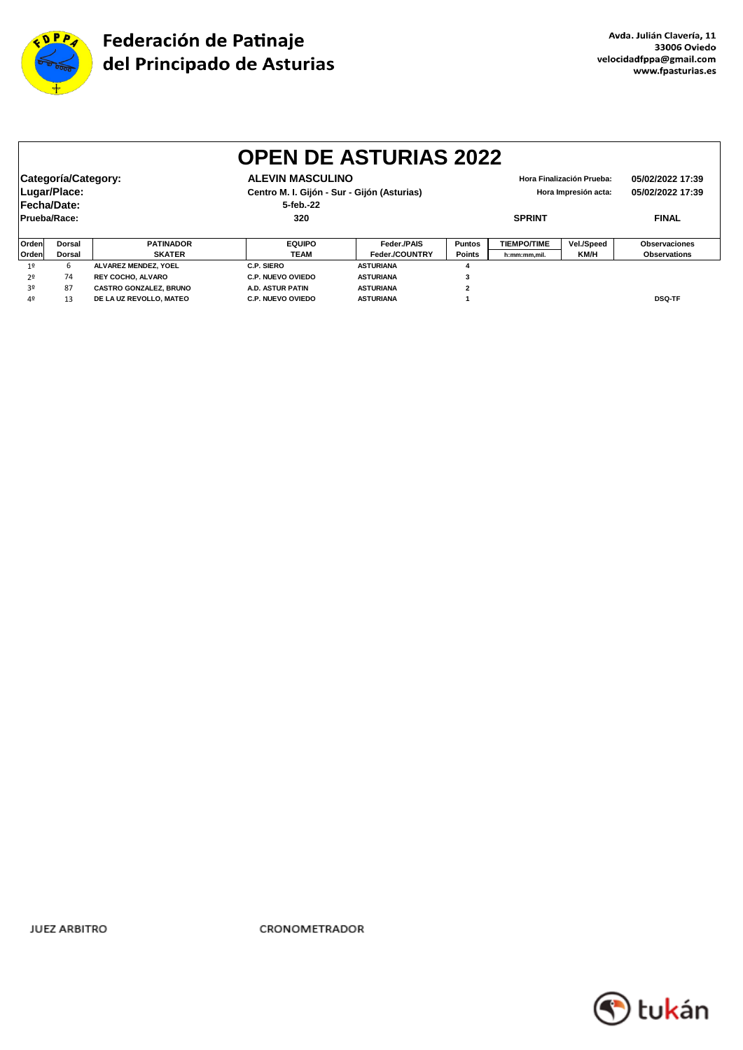# Federación de Patinaje del Principado de Asturias

**Avda. Julián Clavería, 11**
**33006 Oviedo**
**velocidadfppa@gmail.com**
**www.fpasturias.es**

## OPEN DE ASTURIAS 2022

| | | | |
|---|---|---|---|
| **Categoría/Category:** | **ALEVIN MASCULINO** | **Hora Finalización Prueba:** | **05/02/2022 17:39** |
| **Lugar/Place:** | **Centro M. I. Gijón - Sur - Gijón (Asturias)** | **Hora Impresión acta:** | **05/02/2022 17:39** |
| **Fecha/Date:** | **5-feb.-22** | | |
| **Prueba/Race:** | **320** | **SPRINT** | **FINAL** |

| Orden<br>Orden | Dorsal<br>Dorsal | PATINADOR<br>SKATER | EQUIPO<br>TEAM | Feder./PAIS<br>Feder./COUNTRY | Puntos<br>Points | TIEMPO/TIME<br>h:mm:mm,mil. | Vel./Speed<br>KM/H | Observaciones<br>Observations |
|---|---|---|---|---|---|---|---|---|
| 1º | 6 | ALVAREZ MENDEZ, YOEL | C.P. SIERO | ASTURIANA | 4 | | | |
| 2º | 74 | REY COCHO, ALVARO | C.P. NUEVO OVIEDO | ASTURIANA | 3 | | | |
| 3º | 87 | CASTRO GONZALEZ, BRUNO | A.D. ASTUR PATIN | ASTURIANA | 2 | | | |
| 4º | 13 | DE LA UZ REVOLLO, MATEO | C.P. NUEVO OVIEDO | ASTURIANA | 1 | | | DSQ-TF |

JUEZ ARBITRO

CRONOMETRADOR

tukán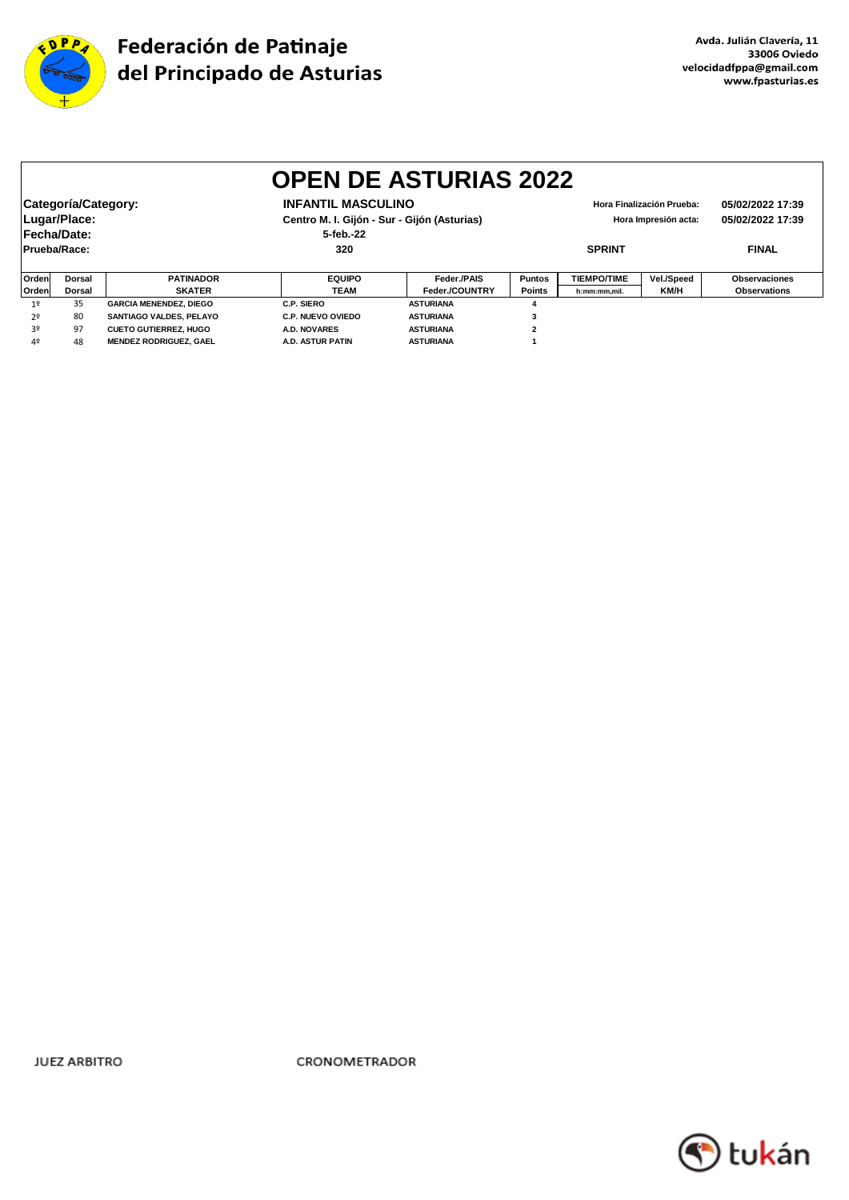# Federación de Patinaje del Principado de Asturias

Avda. Julián Clavería, 11
33006 Oviedo
velocidadfppa@gmail.com
www.fpasturias.es

## OPEN DE ASTURIAS 2022

**Categoría/Category:** INFANTIL MASCULINO

**Lugar/Place:** Centro M. I. Gijón - Sur - Gijón (Asturias)

**Fecha/Date:** 5-feb.-22

**Prueba/Race:** 320 SPRINT FINAL

Hora Finalización Prueba: 05/02/2022 17:39

Hora Impresión acta: 05/02/2022 17:39

| Orden<br>Orden | Dorsal<br>Dorsal | PATINADOR<br>SKATER | EQUIPO<br>TEAM | Feder./PAIS<br>Feder./COUNTRY | Puntos<br>Points | TIEMPO/TIME<br>h:mm:mm,mil. | Vel./Speed<br>KM/H | Observaciones<br>Observations |
|---|---|---|---|---|---|---|---|---|
| 1º | 35 | GARCIA MENENDEZ, DIEGO | C.P. SIERO | ASTURIANA | 4 | | | |
| 2º | 80 | SANTIAGO VALDES, PELAYO | C.P. NUEVO OVIEDO | ASTURIANA | 3 | | | |
| 3º | 97 | CUETO GUTIERREZ, HUGO | A.D. NOVARES | ASTURIANA | 2 | | | |
| 4º | 48 | MENDEZ RODRIGUEZ, GAEL | A.D. ASTUR PATIN | ASTURIANA | 1 | | | |

JUEZ ARBITRO

CRONOMETRADOR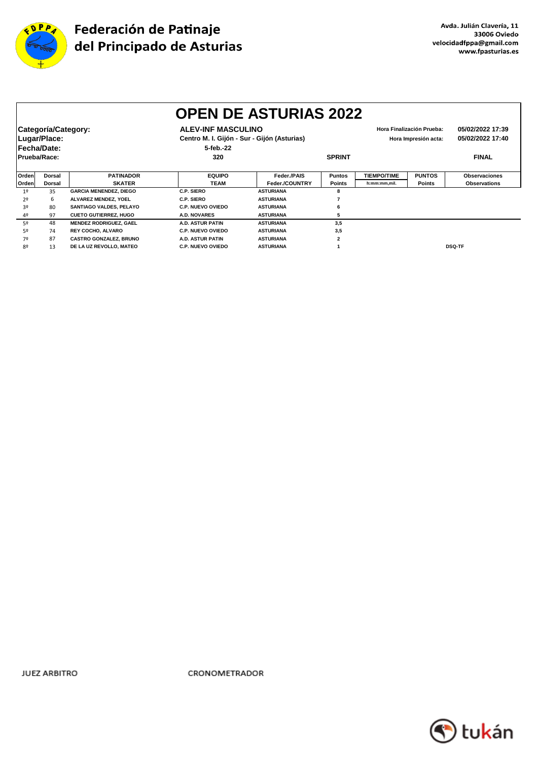**Federación de Patinaje del Principado de Asturias**

Avda. Julián Clavería, 11
33006 Oviedo
velocidadfppa@gmail.com
www.fpasturias.es

# OPEN DE ASTURIAS 2022

| | | | |
|---|---|---|---|
| **Categoría/Category:** | **ALEV-INF MASCULINO** | Hora Finalización Prueba: | 05/02/2022 17:39 |
| **Lugar/Place:** | Centro M. I. Gijón - Sur - Gijón (Asturias) | Hora Impresión acta: | 05/02/2022 17:40 |
| **Fecha/Date:** | 5-feb.-22 | | |
| **Prueba/Race:** | 320 | SPRINT | FINAL |

| Orden<br>Orden | Dorsal<br>Dorsal | PATINADOR<br>SKATER | EQUIPO<br>TEAM | Feder./PAIS<br>Feder./COUNTRY | Puntos<br>Points | TIEMPO/TIME<br>h:mm:mm,mil. | PUNTOS<br>Points | Observaciones<br>Observations |
|---|---|---|---|---|---|---|---|---|
| 1º | 35 | GARCIA MENENDEZ, DIEGO | C.P. SIERO | ASTURIANA | 8 | | | |
| 2º | 6 | ALVAREZ MENENDEZ, YOEL | C.P. SIERO | ASTURIANA | 7 | | | |
| 3º | 80 | SANTIAGO VALDES, PELAYO | C.P. NUEVO OVIEDO | ASTURIANA | 6 | | | |
| 4º | 97 | CUETO GUTIERREZ, HUGO | A.D. NOVARES | ASTURIANA | 5 | | | |
| 5º | 48 | MENDEZ RODRIGUEZ, GAEL | A.D. ASTUR PATIN | ASTURIANA | 3,5 | | | |
| 5º | 74 | REY COCHO, ALVARO | C.P. NUEVO OVIEDO | ASTURIANA | 3,5 | | | |
| 7º | 87 | CASTRO GONZALEZ, BRUNO | A.D. ASTUR PATIN | ASTURIANA | 2 | | | |
| 8º | 13 | DE LA UZ REVOLLO, MATEO | C.P. NUEVO OVIEDO | ASTURIANA | 1 | | | DSQ-TF |

JUEZ ARBITRO

CRONOMETRADOR

tukán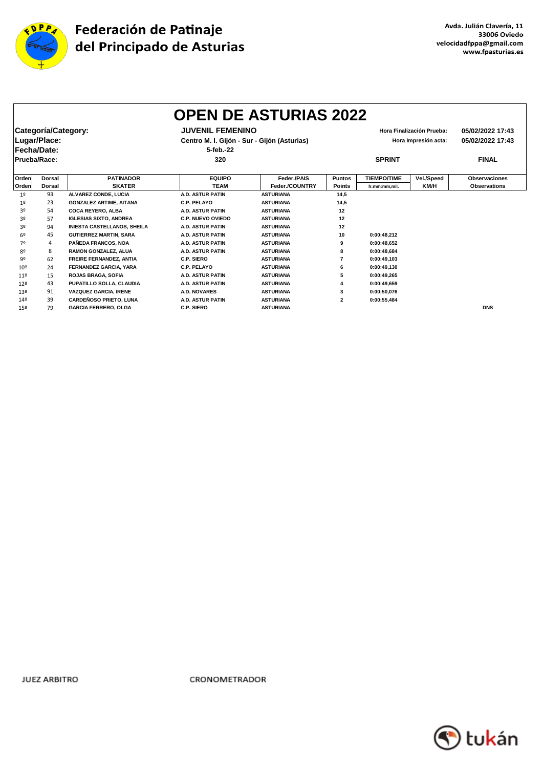**Federación de Patinaje del Principado de Asturias**

Avda. Julián Clavería, 11
33006 Oviedo
velocidadfppa@gmail.com
www.fpasturias.es

# OPEN DE ASTURIAS 2022

| | | | | |
|---|---|---|---|---|
| **Categoría/Category:** | **JUVENIL FEMENINO** | | Hora Finalización Prueba: | 05/02/2022 17:43 |
| **Lugar/Place:** | Centro M. I. Gijón - Sur - Gijón (Asturias) | | Hora Impresión acta: | 05/02/2022 17:43 |
| **Fecha/Date:** | 5-feb.-22 | | | |
| **Prueba/Race:** | 320 | SPRINT | | FINAL |

| Orden<br>Orden | Dorsal<br>Dorsal | PATINADOR<br>SKATER | EQUIPO<br>TEAM | Feder./PAIS<br>Feder./COUNTRY | Puntos<br>Points | TIEMPO/TIME<br>h:mm:mm,mil. | Vel./Speed<br>KM/H | Observaciones<br>Observations |
|---|---|---|---|---|---|---|---|---|
| 1º | 93 | ALVAREZ CONDE, LUCIA | A.D. ASTUR PATIN | ASTURIANA | 14,5 | | | |
| 1º | 23 | GONZALEZ ARTIME, AITANA | C.P. PELAYO | ASTURIANA | 14,5 | | | |
| 3º | 54 | COCA REYERO, ALBA | A.D. ASTUR PATIN | ASTURIANA | 12 | | | |
| 3º | 57 | IGLESIAS SIXTO, ANDREA | C.P. NUEVO OVIEDO | ASTURIANA | 12 | | | |
| 3º | 94 | INIESTA CASTELLANOS, SHEILA | A.D. ASTUR PATIN | ASTURIANA | 12 | | | |
| 6º | 45 | GUTIERREZ MARTIN, SARA | A.D. ASTUR PATIN | ASTURIANA | 10 | 0:00:48,212 | | |
| 7º | 4 | PAÑEDA FRANCOS, NOA | A.D. ASTUR PATIN | ASTURIANA | 9 | 0:00:48,652 | | |
| 8º | 8 | RAMON GONZALEZ, ALUA | A.D. ASTUR PATIN | ASTURIANA | 8 | 0:00:48,684 | | |
| 9º | 62 | FREIRE FERNANDEZ, ANTIA | C.P. SIERO | ASTURIANA | 7 | 0:00:49,103 | | |
| 10º | 24 | FERNANDEZ GARCIA, YARA | C.P. PELAYO | ASTURIANA | 6 | 0:00:49,130 | | |
| 11º | 15 | ROJAS BRAGA, SOFIA | A.D. ASTUR PATIN | ASTURIANA | 5 | 0:00:49,265 | | |
| 12º | 43 | PUPATILLO SOLLA, CLAUDIA | A.D. ASTUR PATIN | ASTURIANA | 4 | 0:00:49,659 | | |
| 13º | 91 | VAZQUEZ GARCIA, IRENE | A.D. NOVARES | ASTURIANA | 3 | 0:00:50,076 | | |
| 14º | 39 | CARDEÑOSO PRIETO, LUNA | A.D. ASTUR PATIN | ASTURIANA | 2 | 0:00:55,484 | | |
| 15º | 79 | GARCIA FERRERO, OLGA | C.P. SIERO | ASTURIANA | | | | DNS |

JUEZ ARBITRO

CRONOMETRADOR

tukán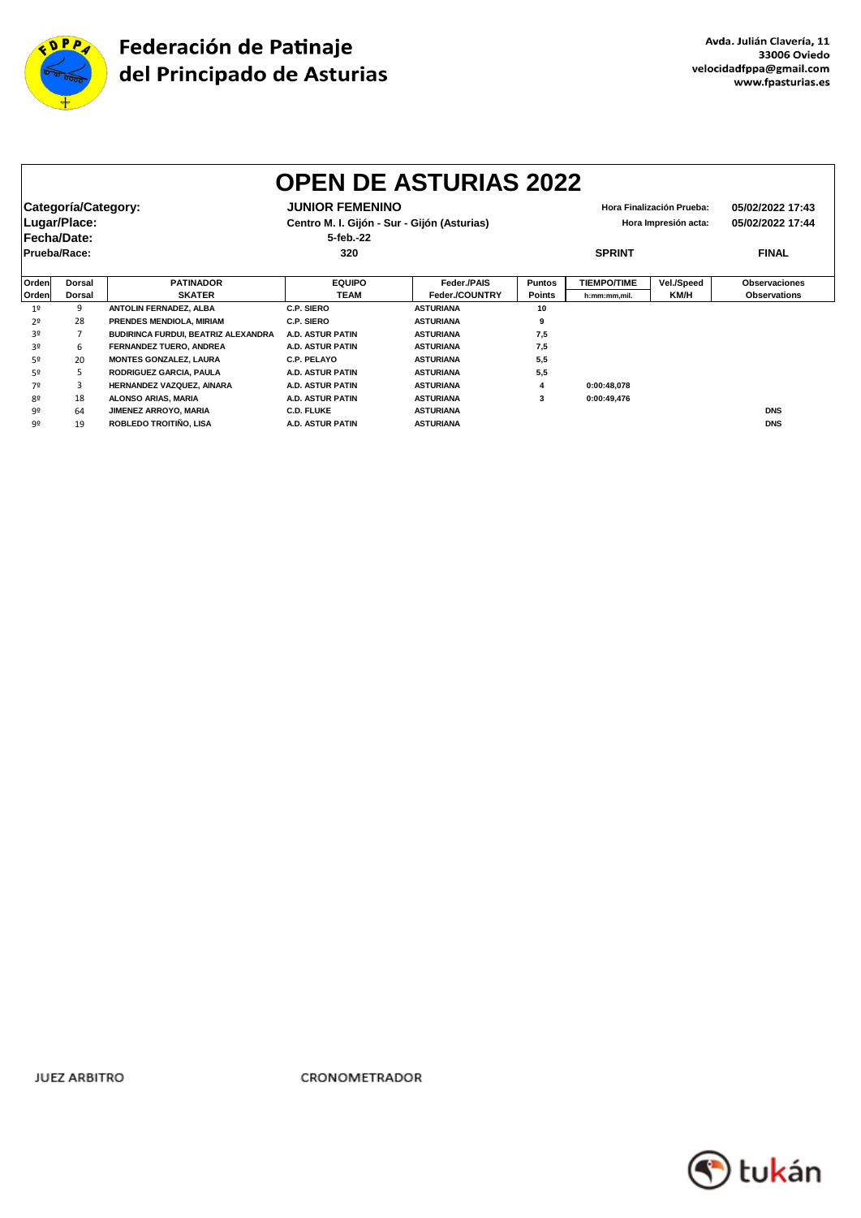Federación de Patinaje del Principado de Asturias

Avda. Julián Clavería, 11
33006 Oviedo
velocidadfppa@gmail.com
www.fpasturias.es

# OPEN DE ASTURIAS 2022

**Categoría/Category:** JUNIOR FEMENINO

**Hora Finalización Prueba:** 05/02/2022 17:43

**Lugar/Place:** Centro M. I. Gijón - Sur - Gijón (Asturias)

**Hora Impresión acta:** 05/02/2022 17:44

**Fecha/Date:** 5-feb.-22

**Prueba/Race:** 320 SPRINT FINAL

| Orden<br>Orden | Dorsal<br>Dorsal | PATINADOR<br>SKATER | EQUIPO<br>TEAM | Feder./PAIS<br>Feder./COUNTRY | Puntos<br>Points | TIEMPO/TIME<br>h:mm:mm,mil. | Vel./Speed<br>KM/H | Observaciones<br>Observations |
|---|---|---|---|---|---|---|---|---|
| 1º | 9 | ANTOLIN FERNADEZ, ALBA | C.P. SIERO | ASTURIANA | 10 | | | |
| 2º | 28 | PRENDES MENDIOLA, MIRIAM | C.P. SIERO | ASTURIANA | 9 | | | |
| 3º | 7 | BUDIRINCA FURDUI, BEATRIZ ALEXANDRA | A.D. ASTUR PATIN | ASTURIANA | 7,5 | | | |
| 3º | 6 | FERNANDEZ TUERO, ANDREA | A.D. ASTUR PATIN | ASTURIANA | 7,5 | | | |
| 5º | 20 | MONTES GONZALEZ, LAURA | C.P. PELAYO | ASTURIANA | 5,5 | | | |
| 5º | 5 | RODRIGUEZ GARCIA, PAULA | A.D. ASTUR PATIN | ASTURIANA | 5,5 | | | |
| 7º | 3 | HERNANDEZ VAZQUEZ, AINARA | A.D. ASTUR PATIN | ASTURIANA | 4 | 0:00:48,078 | | |
| 8º | 18 | ALONSO ARIAS, MARIA | A.D. ASTUR PATIN | ASTURIANA | 3 | 0:00:49,476 | | |
| 9º | 64 | JIMENEZ ARROYO, MARIA | C.D. FLUKE | ASTURIANA | | | | DNS |
| 9º | 19 | ROBLEDO TROITIÑO, LISA | A.D. ASTUR PATIN | ASTURIANA | | | | DNS |

JUEZ ARBITRO

CRONOMETRADOR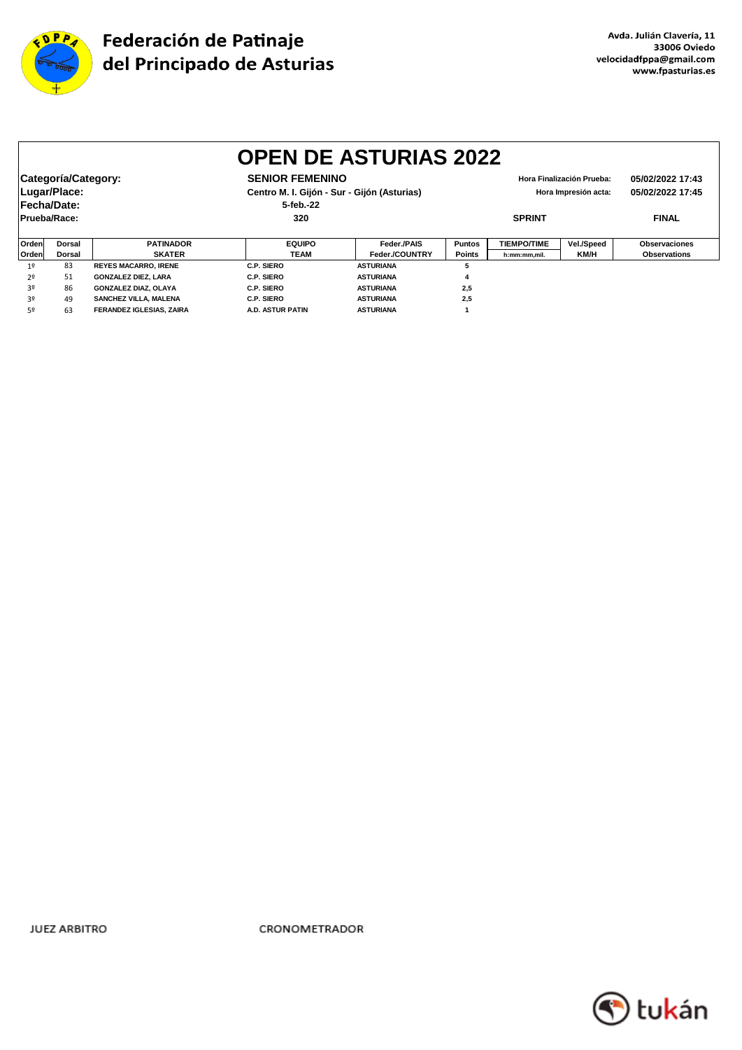**Federación de Patinaje del Principado de Asturias**

Avda. Julián Clavería, 11
33006 Oviedo
velocidadfppa@gmail.com
www.fpasturias.es

# OPEN DE ASTURIAS 2022

| | | | |
|---|---|---|---|
| **Categoría/Category:** | **SENIOR FEMENINO** | Hora Finalización Prueba: | 05/02/2022 17:43 |
| **Lugar/Place:** | **Centro M. I. Gijón - Sur - Gijón (Asturias)** | Hora Impresión acta: | 05/02/2022 17:45 |
| **Fecha/Date:** | **5-feb.-22** | | |
| **Prueba/Race:** | **320** | **SPRINT** | **FINAL** |

| Orden Orden | Dorsal Dorsal | PATINADOR SKATER | EQUIPO TEAM | Feder./PAIS Feder./COUNTRY | Puntos Points | TIEMPO/TIME h:mm:mm,mil. | Vel./Speed KM/H | Observaciones Observations |
|---|---|---|---|---|---|---|---|---|
| 1º | 83 | REYES MACARRO, IRENE | C.P. SIERO | ASTURIANA | 5 | | | |
| 2º | 51 | GONZALEZ DIEZ, LARA | C.P. SIERO | ASTURIANA | 4 | | | |
| 3º | 86 | GONZALEZ DIAZ, OLAYA | C.P. SIERO | ASTURIANA | 2,5 | | | |
| 3º | 49 | SANCHEZ VILLA, MALENA | C.P. SIERO | ASTURIANA | 2,5 | | | |
| 5º | 63 | FERANDEZ IGLESIAS, ZAIRA | A.D. ASTUR PATIN | ASTURIANA | 1 | | | |

JUEZ ARBITRO

CRONOMETRADOR

tukán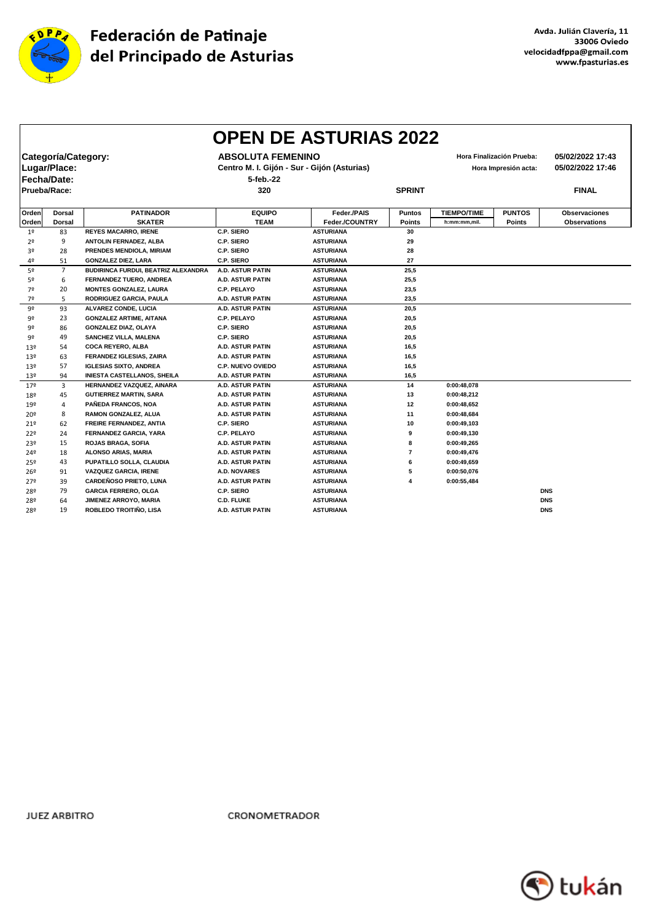**Federación de Patinaje del Principado de Asturias**

Avda. Julián Clavería, 11
33006 Oviedo
velocidadfppa@gmail.com
www.fpasturias.es

# OPEN DE ASTURIAS 2022

| | | | |
|---|---|---|---|
| **Categoría/Category:** | **ABSOLUTA FEMENINO** | Hora Finalización Prueba: | 05/02/2022 17:43 |
| **Lugar/Place:** | Centro M. I. Gijón - Sur - Gijón (Asturias) | Hora Impresión acta: | 05/02/2022 17:46 |
| **Fecha/Date:** | 5-feb.-22 | | |
| **Prueba/Race:** | 320 | SPRINT | FINAL |

| Orden | Dorsal | PATINADOR | EQUIPO | Feder./PAIS | Puntos | TIEMPO/TIME | PUNTOS | Observaciones |
|---|---|---|---|---|---|---|---|---|
| Orden | Dorsal | SKATER | TEAM | Feder./COUNTRY | Points | h:mm:mm,mil. | Points | Observations |
| 1º | 83 | REYES MACARRO, IRENE | C.P. SIERO | ASTURIANA | 30 | | | |
| 2º | 9 | ANTOLIN FERNANDEZ, ALBA | C.P. SIERO | ASTURIANA | 29 | | | |
| 3º | 28 | PRENDES MENDIOLA, MIRIAM | C.P. SIERO | ASTURIANA | 28 | | | |
| 4º | 51 | GONZALEZ DIEZ, LARA | C.P. SIERO | ASTURIANA | 27 | | | |
| 5º | 7 | BUDIRINCA FURDUI, BEATRIZ ALEXANDRA | A.D. ASTUR PATIN | ASTURIANA | 25,5 | | | |
| 5º | 6 | FERNANDEZ TUERO, ANDREA | A.D. ASTUR PATIN | ASTURIANA | 25,5 | | | |
| 7º | 20 | MONTES GONZALEZ, LAURA | C.P. PELAYO | ASTURIANA | 23,5 | | | |
| 7º | 5 | RODRIGUEZ GARCIA, PAULA | A.D. ASTUR PATIN | ASTURIANA | 23,5 | | | |
| 9º | 93 | ALVAREZ CONDE, LUCIA | A.D. ASTUR PATIN | ASTURIANA | 20,5 | | | |
| 9º | 23 | GONZALEZ ARTIME, AITANA | C.P. PELAYO | ASTURIANA | 20,5 | | | |
| 9º | 86 | GONZALEZ DIAZ, OLAYA | C.P. SIERO | ASTURIANA | 20,5 | | | |
| 9º | 49 | SANCHEZ VILLA, MALENA | C.P. SIERO | ASTURIANA | 20,5 | | | |
| 13º | 54 | COCA REYERO, ALBA | A.D. ASTUR PATIN | ASTURIANA | 16,5 | | | |
| 13º | 63 | FERANDEZ IGLESIAS, ZAIRA | A.D. ASTUR PATIN | ASTURIANA | 16,5 | | | |
| 13º | 57 | IGLESIAS SIXTO, ANDREA | C.P. NUEVO OVIEDO | ASTURIANA | 16,5 | | | |
| 13º | 94 | INIESTA CASTELLANOS, SHEILA | A.D. ASTUR PATIN | ASTURIANA | 16,5 | | | |
| 17º | 3 | HERNANDEZ VAZQUEZ, AINARA | A.D. ASTUR PATIN | ASTURIANA | 14 | 0:00:48,078 | | |
| 18º | 45 | GUTIERREZ MARTIN, SARA | A.D. ASTUR PATIN | ASTURIANA | 13 | 0:00:48,212 | | |
| 19º | 4 | PAÑEDA FRANCOS, NOA | A.D. ASTUR PATIN | ASTURIANA | 12 | 0:00:48,652 | | |
| 20º | 8 | RAMON GONZALEZ, ALUA | A.D. ASTUR PATIN | ASTURIANA | 11 | 0:00:48,684 | | |
| 21º | 62 | FREIRE FERNANDEZ, ANTIA | C.P. SIERO | ASTURIANA | 10 | 0:00:49,103 | | |
| 22º | 24 | FERNANDEZ GARCIA, YARA | C.P. PELAYO | ASTURIANA | 9 | 0:00:49,130 | | |
| 23º | 15 | ROJAS BRAGA, SOFIA | A.D. ASTUR PATIN | ASTURIANA | 8 | 0:00:49,265 | | |
| 24º | 18 | ALONSO ARIAS, MARIA | A.D. ASTUR PATIN | ASTURIANA | 7 | 0:00:49,476 | | |
| 25º | 43 | PUPATILLO SOLLA, CLAUDIA | A.D. ASTUR PATIN | ASTURIANA | 6 | 0:00:49,659 | | |
| 26º | 91 | VAZQUEZ GARCIA, IRENE | A.D. NOVARES | ASTURIANA | 5 | 0:00:50,076 | | |
| 27º | 39 | CARDEÑOSO PRIETO, LUNA | A.D. ASTUR PATIN | ASTURIANA | 4 | 0:00:55,484 | | |
| 28º | 79 | GARCIA FERRERO, OLGA | C.P. SIERO | ASTURIANA | | | | DNS |
| 28º | 64 | JIMENEZ ARROYO, MARIA | C.D. FLUKE | ASTURIANA | | | | DNS |
| 28º | 19 | ROBLEDO TROITIÑO, LISA | A.D. ASTUR PATIN | ASTURIANA | | | | DNS |

JUEZ ARBITRO

CRONOMETRADOR

tukán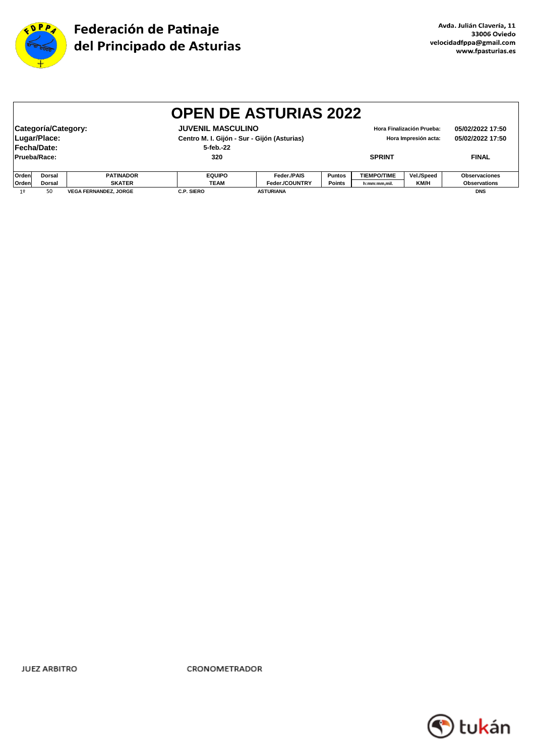Federación de Patinaje del Principado de Asturias

Avda. Julián Clavería, 11
33006 Oviedo
velocidadfppa@gmail.com
www.fpasturias.es

# OPEN DE ASTURIAS 2022

| | | | |
|---|---|---|---|
| **Categoría/Category:** | **JUVENIL MASCULINO** | **Hora Finalización Prueba:** | **05/02/2022 17:50** |
| **Lugar/Place:** | **Centro M. I. Gijón - Sur - Gijón (Asturias)** | **Hora Impresión acta:** | **05/02/2022 17:50** |
| **Fecha/Date:** | **5-feb.-22** | | |
| **Prueba/Race:** | **320** | **SPRINT** | **FINAL** |

| Orden<br>Orden | Dorsal<br>Dorsal | PATINADOR<br>SKATER | EQUIPO<br>TEAM | Feder./PAIS<br>Feder./COUNTRY | Puntos<br>Points | TIEMPO/TIME<br>h:mm:mm,mil. | Vel./Speed<br>KM/H | Observaciones<br>Observations |
|---|---|---|---|---|---|---|---|---|
| 1º | 50 | VEGA FERNANDEZ, JORGE | C.P. SIERO | ASTURIANA | | | | DNS |

JUEZ ARBITRO

CRONOMETRADOR

tukán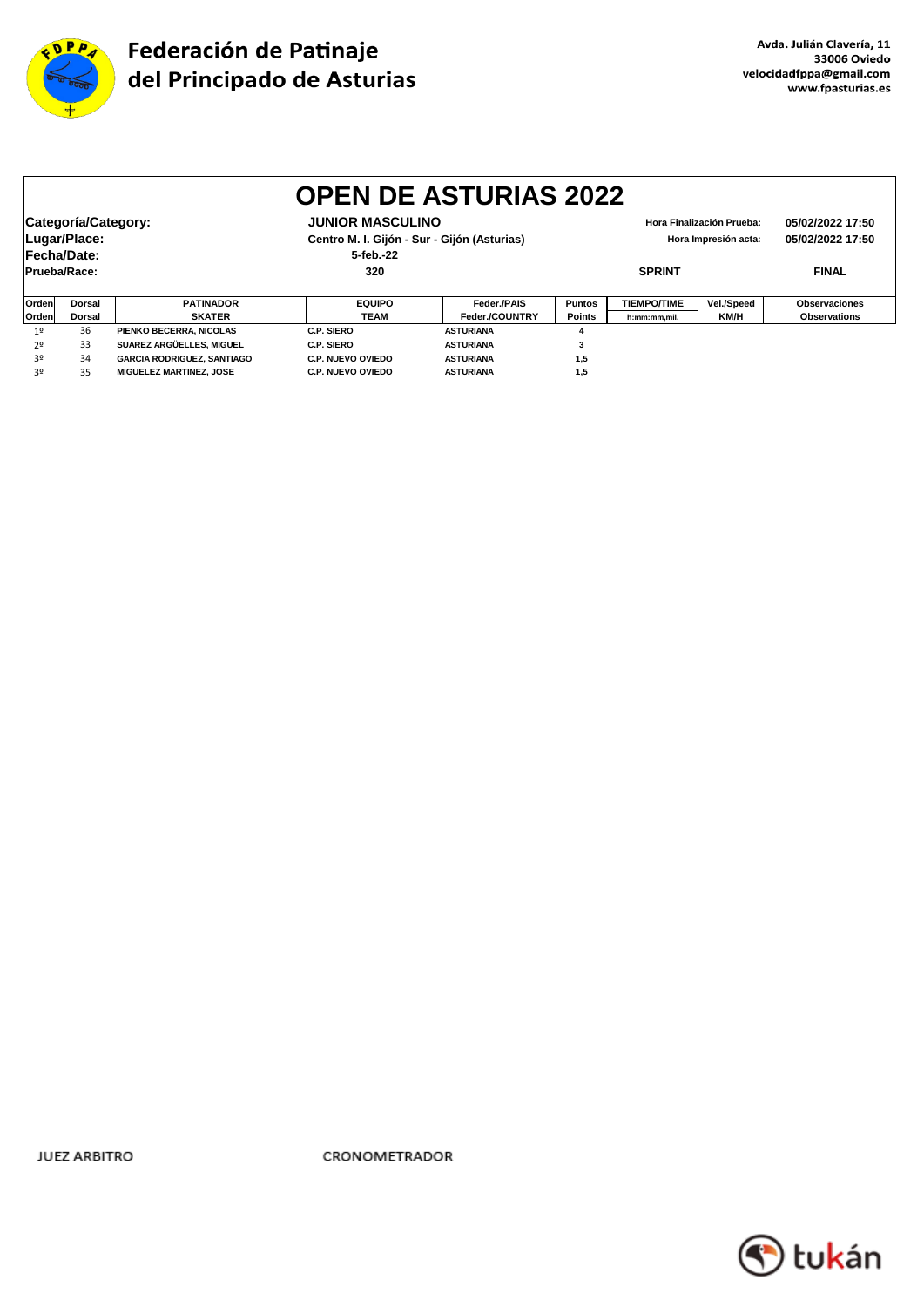# Federación de Patinaje del Principado de Asturias

**Avda. Julián Clavería, 11**
**33006 Oviedo**
**velocidadfppa@gmail.com**
**www.fpasturias.es**

## OPEN DE ASTURIAS 2022

| | | | |
|---|---|---|---|
| **Categoría/Category:** | **JUNIOR MASCULINO** | **Hora Finalización Prueba:** | **05/02/2022 17:50** |
| **Lugar/Place:** | **Centro M. I. Gijón - Sur - Gijón (Asturias)** | **Hora Impresión acta:** | **05/02/2022 17:50** |
| **Fecha/Date:** | **5-feb.-22** | | |
| **Prueba/Race:** | **320** | **SPRINT** | **FINAL** |

| Orden Orden | Dorsal Dorsal | PATINADOR SKATER | EQUIPO TEAM | Feder./PAIS Feder./COUNTRY | Puntos Points | TIEMPO/TIME h:mm:mm,mil. | Vel./Speed KM/H | Observaciones Observations |
|---|---|---|---|---|---|---|---|---|
| 1º | 36 | PIENKO BECERRA, NICOLAS | C.P. SIERO | ASTURIANA | 4 | | | |
| 2º | 33 | SUAREZ ARGÜELLES, MIGUEL | C.P. SIERO | ASTURIANA | 3 | | | |
| 3º | 34 | GARCIA RODRIGUEZ, SANTIAGO | C.P. NUEVO OVIEDO | ASTURIANA | 1,5 | | | |
| 3º | 35 | MIGUELEZ MARTINEZ, JOSE | C.P. NUEVO OVIEDO | ASTURIANA | 1,5 | | | |

JUEZ ARBITRO

CRONOMETRADOR

tukán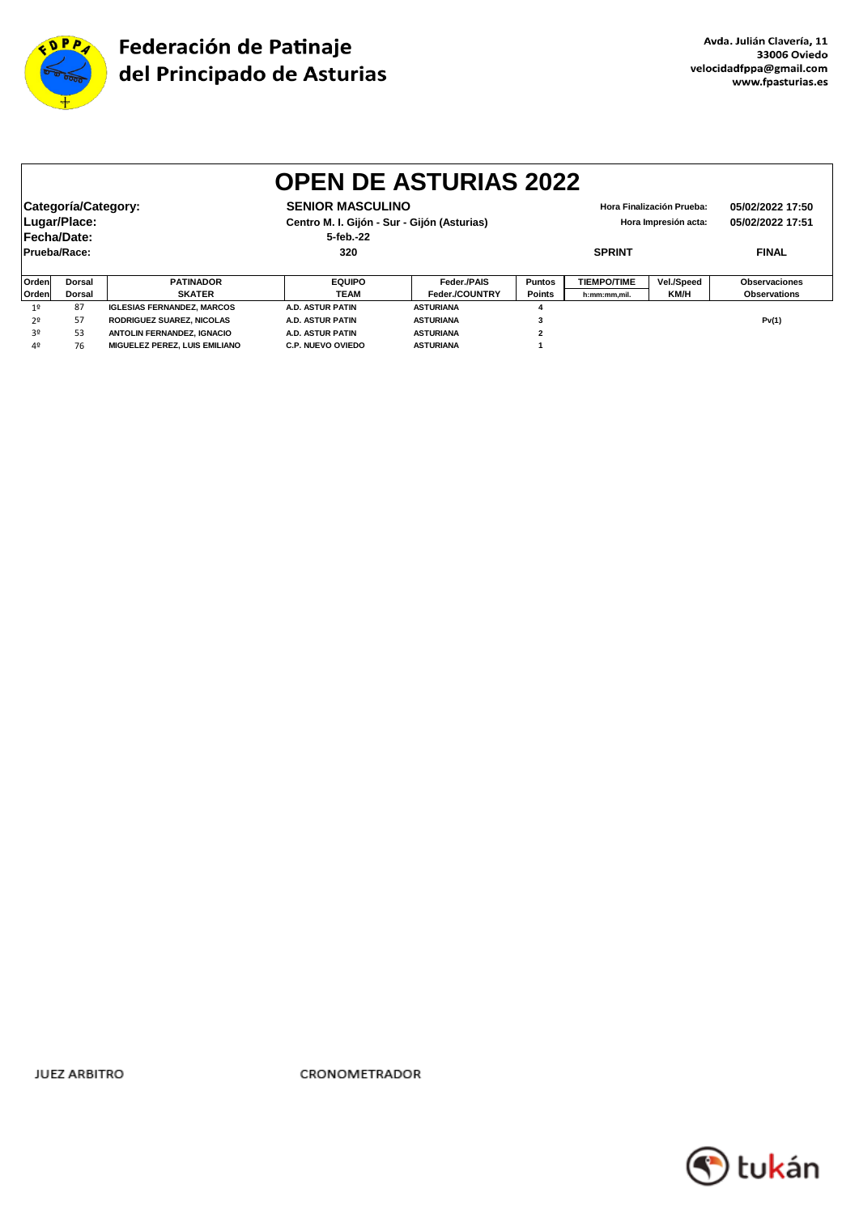# Federación de Patinaje del Principado de Asturias

**Avda. Julián Clavería, 11**
**33006 Oviedo**
**velocidadfppa@gmail.com**
**www.fpasturias.es**

## OPEN DE ASTURIAS 2022

**Categoría/Category:** SENIOR MASCULINO
**Lugar/Place:** Centro M. I. Gijón - Sur - Gijón (Asturias)
**Fecha/Date:** 5-feb.-22
**Prueba/Race:** 320 — SPRINT — FINAL

**Hora Finalización Prueba:** 05/02/2022 17:50
**Hora Impresión acta:** 05/02/2022 17:51

| Orden<br>Orden | Dorsal<br>Dorsal | PATINADOR<br>SKATER | EQUIPO<br>TEAM | Feder./PAIS<br>Feder./COUNTRY | Puntos<br>Points | TIEMPO/TIME<br>h:mm:mm,mil. | Vel./Speed<br>KM/H | Observaciones<br>Observations |
|---|---|---|---|---|---|---|---|---|
| 1º | 87 | IGLESIAS FERNANDEZ, MARCOS | A.D. ASTUR PATIN | ASTURIANA | 4 | | | |
| 2º | 57 | RODRIGUEZ SUAREZ, NICOLAS | A.D. ASTUR PATIN | ASTURIANA | 3 | | | Pv(1) |
| 3º | 53 | ANTOLIN FERNANDEZ, IGNACIO | A.D. ASTUR PATIN | ASTURIANA | 2 | | | |
| 4º | 76 | MIGUELEZ PEREZ, LUIS EMILIANO | C.P. NUEVO OVIEDO | ASTURIANA | 1 | | | |

JUEZ ARBITRO

CRONOMETRADOR

tukán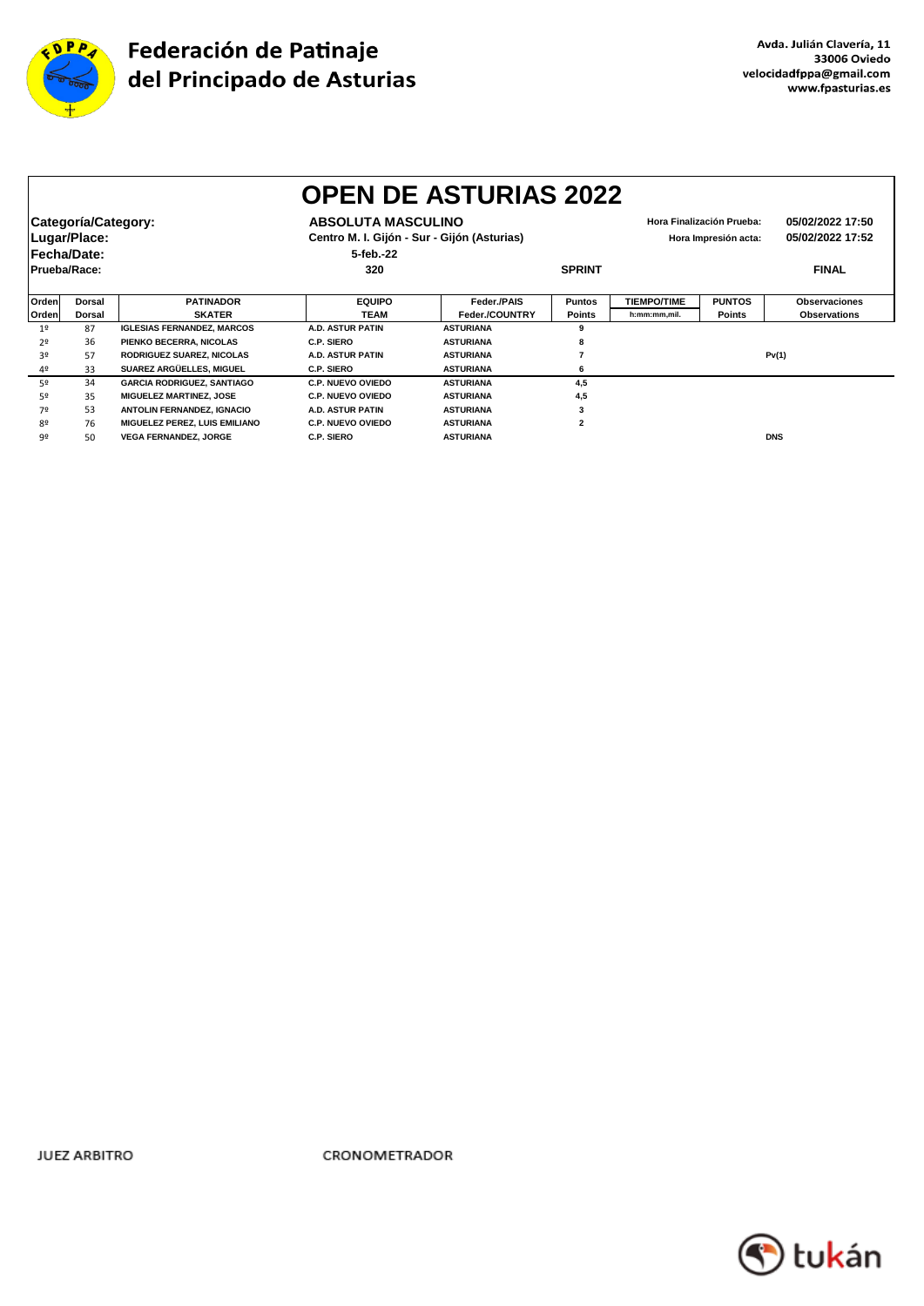Federación de Patinaje del Principado de Asturias

Avda. Julián Clavería, 11
33006 Oviedo
velocidadfppa@gmail.com
www.fpasturias.es

# OPEN DE ASTURIAS 2022

| | | | |
|---|---|---|---|
| Categoría/Category: | ABSOLUTA MASCULINO | Hora Finalización Prueba: | 05/02/2022 17:50 |
| Lugar/Place: | Centro M. I. Gijón - Sur - Gijón (Asturias) | Hora Impresión acta: | 05/02/2022 17:52 |
| Fecha/Date: | 5-feb.-22 | | |
| Prueba/Race: | 320 | SPRINT | FINAL |

| Orden<br>Orden | Dorsal<br>Dorsal | PATINADOR<br>SKATER | EQUIPO<br>TEAM | Feder./PAIS<br>Feder./COUNTRY | Puntos<br>Points | TIEMPO/TIME<br>h:mm:mm,mil. | PUNTOS<br>Points | Observaciones<br>Observations |
|---|---|---|---|---|---|---|---|---|
| 1º | 87 | IGLESIAS FERNANDEZ, MARCOS | A.D. ASTUR PATIN | ASTURIANA | 9 | | | |
| 2º | 36 | PIENKO BECERRA, NICOLAS | C.P. SIERO | ASTURIANA | 8 | | | |
| 3º | 57 | RODRIGUEZ SUAREZ, NICOLAS | A.D. ASTUR PATIN | ASTURIANA | 7 | | | Pv(1) |
| 4º | 33 | SUAREZ ARGÜELLES, MIGUEL | C.P. SIERO | ASTURIANA | 6 | | | |
| 5º | 34 | GARCIA RODRIGUEZ, SANTIAGO | C.P. NUEVO OVIEDO | ASTURIANA | 4,5 | | | |
| 5º | 35 | MIGUELEZ MARTINEZ, JOSE | C.P. NUEVO OVIEDO | ASTURIANA | 4,5 | | | |
| 7º | 53 | ANTOLIN FERNANDEZ, IGNACIO | A.D. ASTUR PATIN | ASTURIANA | 3 | | | |
| 8º | 76 | MIGUELEZ PEREZ, LUIS EMILIANO | C.P. NUEVO OVIEDO | ASTURIANA | 2 | | | |
| 9º | 50 | VEGA FERNANDEZ, JORGE | C.P. SIERO | ASTURIANA | | | | DNS |

JUEZ ARBITRO

CRONOMETRADOR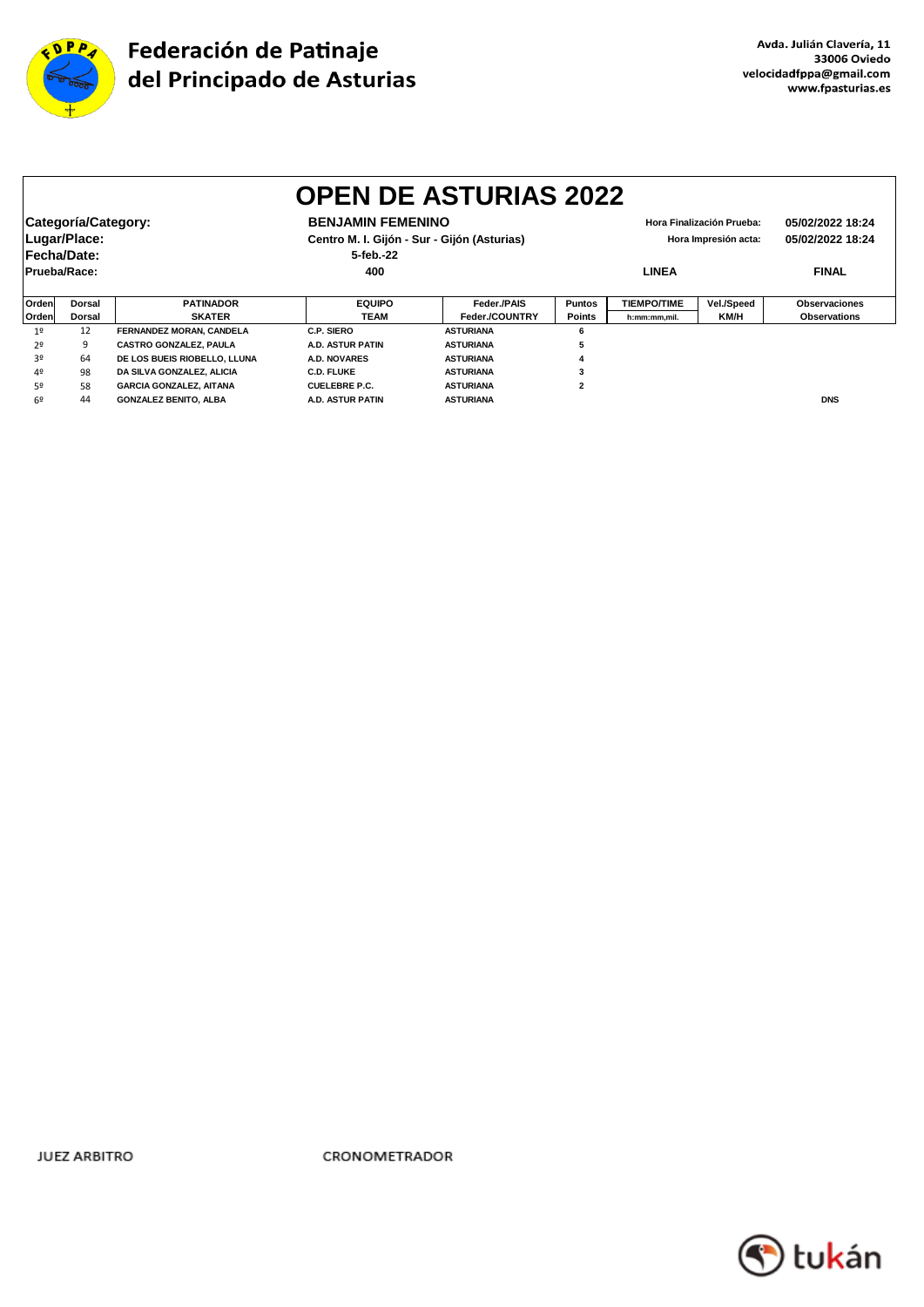Federación de Patinaje del Principado de Asturias

Avda. Julián Clavería, 11
33006 Oviedo
velocidadfppa@gmail.com
www.fpasturias.es

# OPEN DE ASTURIAS 2022

**Categoría/Category:** BENJAMIN FEMENINO

**Lugar/Place:** Centro M. I. Gijón - Sur - Gijón (Asturias)

**Fecha/Date:** 5-feb.-22

**Prueba/Race:** 400 — LINEA — FINAL

Hora Finalización Prueba: 05/02/2022 18:24

Hora Impresión acta: 05/02/2022 18:24

| Orden Orden | Dorsal Dorsal | PATINADOR SKATER | EQUIPO TEAM | Feder./PAIS Feder./COUNTRY | Puntos Points | TIEMPO/TIME h:mm:mm,mil. | Vel./Speed KM/H | Observaciones Observations |
|---|---|---|---|---|---|---|---|---|
| 1º | 12 | FERNANDEZ MORAN, CANDELA | C.P. SIERO | ASTURIANA | 6 | | | |
| 2º | 9 | CASTRO GONZALEZ, PAULA | A.D. ASTUR PATIN | ASTURIANA | 5 | | | |
| 3º | 64 | DE LOS BUEIS RIOBELLO, LLUNA | A.D. NOVARES | ASTURIANA | 4 | | | |
| 4º | 98 | DA SILVA GONZALEZ, ALICIA | C.D. FLUKE | ASTURIANA | 3 | | | |
| 5º | 58 | GARCIA GONZALEZ, AITANA | CUELEBRE P.C. | ASTURIANA | 2 | | | |
| 6º | 44 | GONZALEZ BENITO, ALBA | A.D. ASTUR PATIN | ASTURIANA | | | | DNS |

JUEZ ARBITRO

CRONOMETRADOR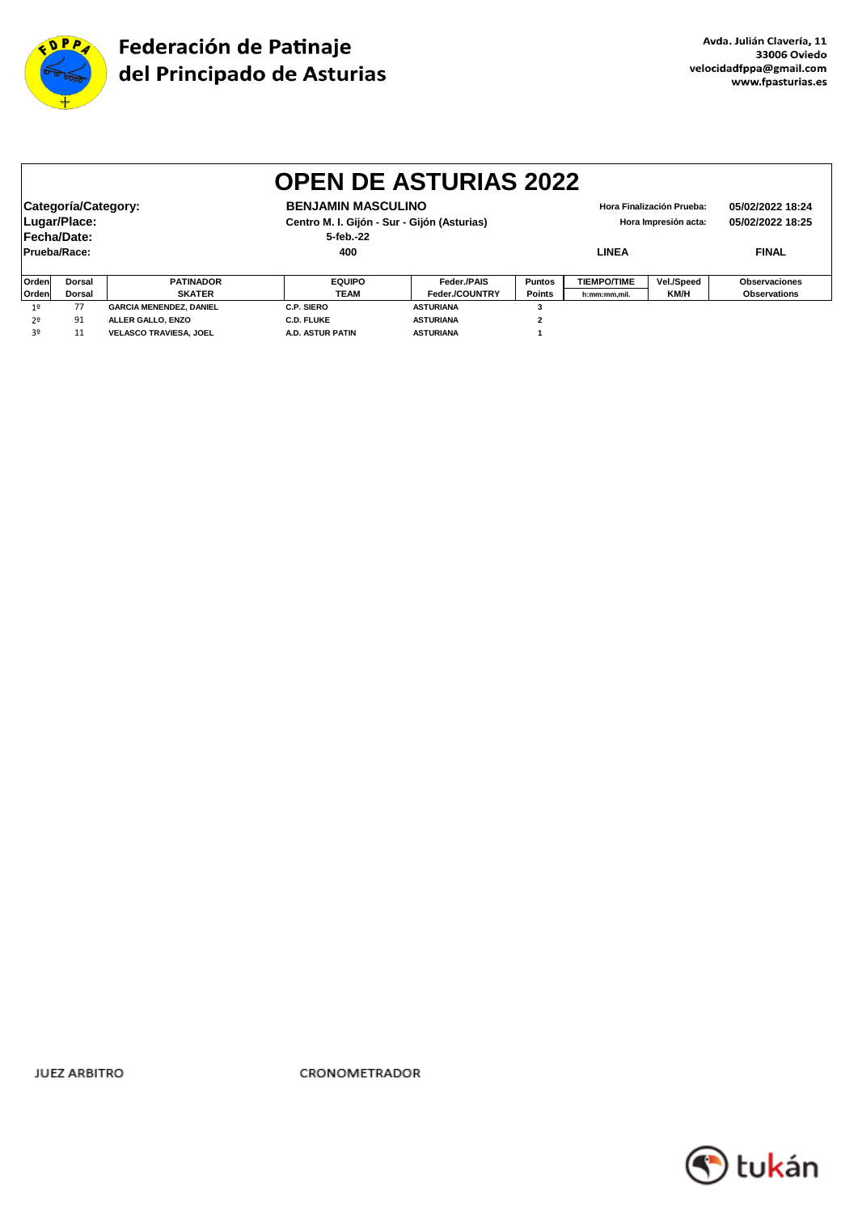# Federación de Patinaje del Principado de Asturias

**Avda. Julián Clavería, 11**
**33006 Oviedo**
**velocidadfppa@gmail.com**
**www.fpasturias.es**

## OPEN DE ASTURIAS 2022

| | | | |
|---|---|---|---|
| **Categoría/Category:** | **BENJAMIN MASCULINO** | **Hora Finalización Prueba:** | **05/02/2022 18:24** |
| **Lugar/Place:** | **Centro M. I. Gijón - Sur - Gijón (Asturias)** | **Hora Impresión acta:** | **05/02/2022 18:25** |
| **Fecha/Date:** | **5-feb.-22** | | |
| **Prueba/Race:** | **400** | **LINEA** | **FINAL** |

| Orden<br>Orden | Dorsal<br>Dorsal | PATINADOR<br>SKATER | EQUIPO<br>TEAM | Feder./PAIS<br>Feder./COUNTRY | Puntos<br>Points | TIEMPO/TIME<br>h:mm:mm,mil. | Vel./Speed<br>KM/H | Observaciones<br>Observations |
|---|---|---|---|---|---|---|---|---|
| 1º | 77 | GARCIA MENENDEZ, DANIEL | C.P. SIERO | ASTURIANA | 3 | | | |
| 2º | 91 | ALLER GALLO, ENZO | C.D. FLUKE | ASTURIANA | 2 | | | |
| 3º | 11 | VELASCO TRAVIESA, JOEL | A.D. ASTUR PATIN | ASTURIANA | 1 | | | |

JUEZ ARBITRO

CRONOMETRADOR

tukán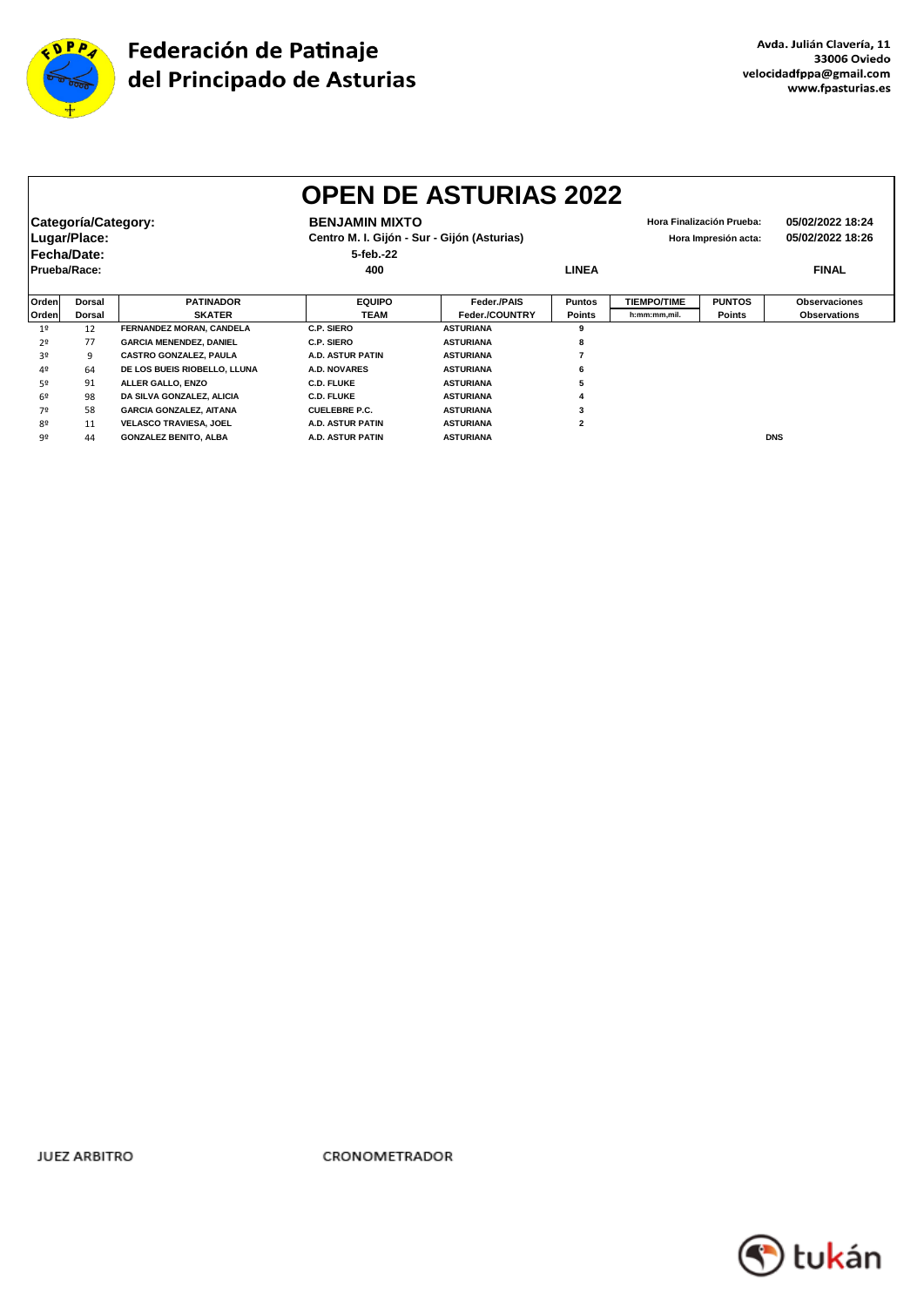# Federación de Patinaje del Principado de Asturias

Avda. Julián Clavería, 11
33006 Oviedo
velocidadfppa@gmail.com
www.fpasturias.es

## OPEN DE ASTURIAS 2022

| | | |
|---|---|---|
| **Categoría/Category:** | **BENJAMIN MIXTO** | **Hora Finalización Prueba:** 05/02/2022 18:24 |
| **Lugar/Place:** | **Centro M. I. Gijón - Sur - Gijón (Asturias)** | **Hora Impresión acta:** 05/02/2022 18:26 |
| **Fecha/Date:** | **5-feb.-22** | |
| **Prueba/Race:** | **400** **LINEA** | **FINAL** |

| Orden<br>Orden | Dorsal<br>Dorsal | PATINADOR<br>SKATER | EQUIPO<br>TEAM | Feder./PAIS<br>Feder./COUNTRY | Puntos<br>Points | TIEMPO/TIME<br>h:mm:mm,mil. | PUNTOS<br>Points | Observaciones<br>Observations |
|---|---|---|---|---|---|---|---|---|
| 1º | 12 | FERNANDEZ MORAN, CANDELA | C.P. SIERO | ASTURIANA | 9 | | | |
| 2º | 77 | GARCIA MENENDEZ, DANIEL | C.P. SIERO | ASTURIANA | 8 | | | |
| 3º | 9 | CASTRO GONZALEZ, PAULA | A.D. ASTUR PATIN | ASTURIANA | 7 | | | |
| 4º | 64 | DE LOS BUEIS RIOBELLO, LLUNA | A.D. NOVARES | ASTURIANA | 6 | | | |
| 5º | 91 | ALLER GALLO, ENZO | C.D. FLUKE | ASTURIANA | 5 | | | |
| 6º | 98 | DA SILVA GONZALEZ, ALICIA | C.D. FLUKE | ASTURIANA | 4 | | | |
| 7º | 58 | GARCIA GONZALEZ, AITANA | CUELEBRE P.C. | ASTURIANA | 3 | | | |
| 8º | 11 | VELASCO TRAVIESA, JOEL | A.D. ASTUR PATIN | ASTURIANA | 2 | | | |
| 9º | 44 | GONZALEZ BENITO, ALBA | A.D. ASTUR PATIN | ASTURIANA | | | | DNS |

JUEZ ARBITRO

CRONOMETRADOR

tukán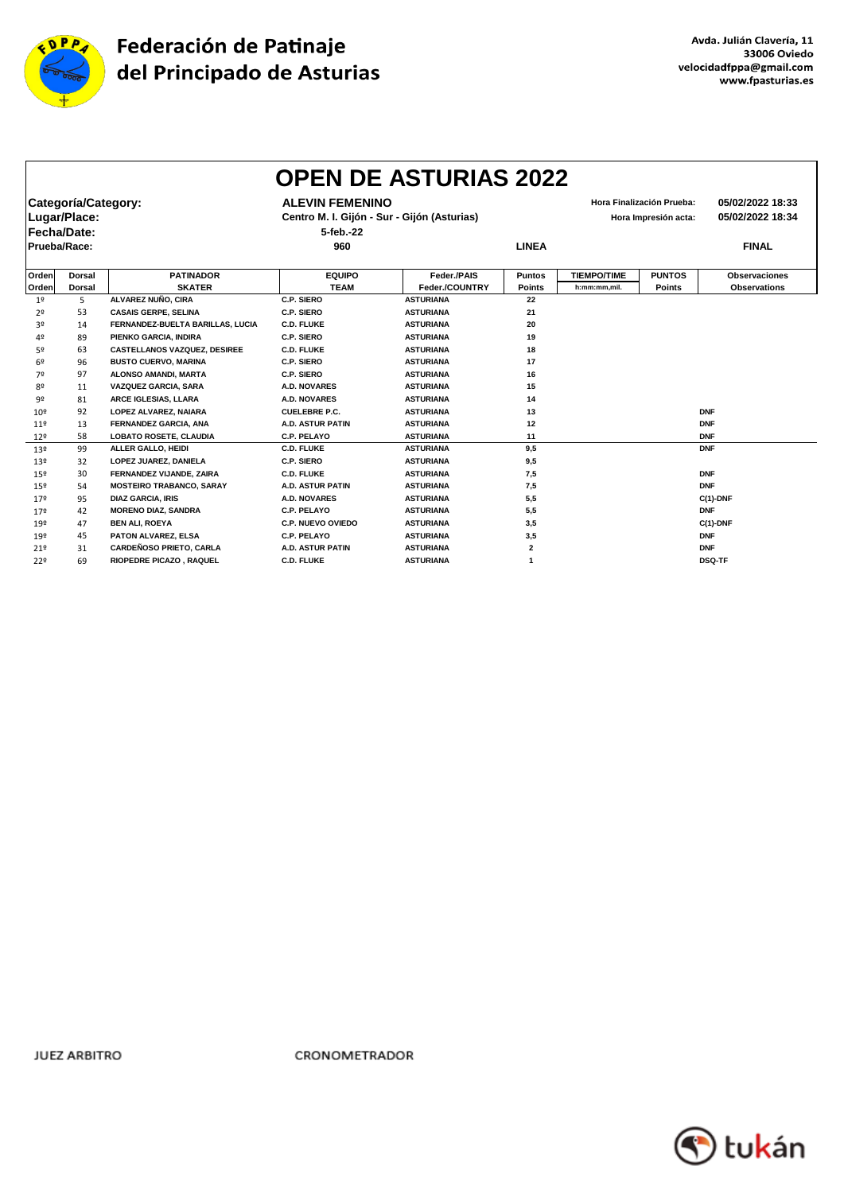Federación de Patinaje del Principado de Asturias

Avda. Julián Clavería, 11
33006 Oviedo
velocidadfppa@gmail.com
www.fpasturias.es

# OPEN DE ASTURIAS 2022

**Categoría/Category:** ALEVIN FEMENINO
**Lugar/Place:** Centro M. I. Gijón - Sur - Gijón (Asturias)
**Fecha/Date:** 5-feb.-22
**Prueba/Race:** 960 LINEA FINAL

Hora Finalización Prueba: 05/02/2022 18:33
Hora Impresión acta: 05/02/2022 18:34

| Orden Orden | Dorsal Dorsal | PATINADOR SKATER | EQUIPO TEAM | Feder./PAIS Feder./COUNTRY | Puntos Points | TIEMPO/TIME h:mm:mm,mil. | PUNTOS Points | Observaciones Observations |
|---|---|---|---|---|---|---|---|---|
| 1º | 5 | ALVAREZ NUÑO, CIRA | C.P. SIERO | ASTURIANA | 22 | | | |
| 2º | 53 | CASAIS GERPE, SELINA | C.P. SIERO | ASTURIANA | 21 | | | |
| 3º | 14 | FERNANDEZ-BUELTA BARILLAS, LUCIA | C.D. FLUKE | ASTURIANA | 20 | | | |
| 4º | 89 | PIENKO GARCIA, INDIRA | C.P. SIERO | ASTURIANA | 19 | | | |
| 5º | 63 | CASTELLANOS VAZQUEZ, DESIREE | C.D. FLUKE | ASTURIANA | 18 | | | |
| 6º | 96 | BUSTO CUERVO, MARINA | C.P. SIERO | ASTURIANA | 17 | | | |
| 7º | 97 | ALONSO AMANDI, MARTA | C.P. SIERO | ASTURIANA | 16 | | | |
| 8º | 11 | VAZQUEZ GARCIA, SARA | A.D. NOVARES | ASTURIANA | 15 | | | |
| 9º | 81 | ARCE IGLESIAS, LLARA | A.D. NOVARES | ASTURIANA | 14 | | | |
| 10º | 92 | LOPEZ ALVAREZ, NAIARA | CUELEBRE P.C. | ASTURIANA | 13 | | | DNF |
| 11º | 13 | FERNANDEZ GARCIA, ANA | A.D. ASTUR PATIN | ASTURIANA | 12 | | | DNF |
| 12º | 58 | LOBATO ROSETE, CLAUDIA | C.P. PELAYO | ASTURIANA | 11 | | | DNF |
| 13º | 99 | ALLER GALLO, HEIDI | C.D. FLUKE | ASTURIANA | 9,5 | | | DNF |
| 13º | 32 | LOPEZ JUAREZ, DANIELA | C.P. SIERO | ASTURIANA | 9,5 | | | |
| 15º | 30 | FERNANDEZ VIJANDE, ZAIRA | C.D. FLUKE | ASTURIANA | 7,5 | | | DNF |
| 15º | 54 | MOSTEIRO TRABANCO, SARAY | A.D. ASTUR PATIN | ASTURIANA | 7,5 | | | DNF |
| 17º | 95 | DIAZ GARCIA, IRIS | A.D. NOVARES | ASTURIANA | 5,5 | | | C(1)-DNF |
| 17º | 42 | MORENO DIAZ, SANDRA | C.P. PELAYO | ASTURIANA | 5,5 | | | DNF |
| 19º | 47 | BEN ALI, ROEYA | C.P. NUEVO OVIEDO | ASTURIANA | 3,5 | | | C(1)-DNF |
| 19º | 45 | PATON ALVAREZ, ELSA | C.P. PELAYO | ASTURIANA | 3,5 | | | DNF |
| 21º | 31 | CARDEÑOSO PRIETO, CARLA | A.D. ASTUR PATIN | ASTURIANA | 2 | | | DNF |
| 22º | 69 | RIOPEDRE PICAZO , RAQUEL | C.D. FLUKE | ASTURIANA | 1 | | | DSQ-TF |

JUEZ ARBITRO

CRONOMETRADOR

tukán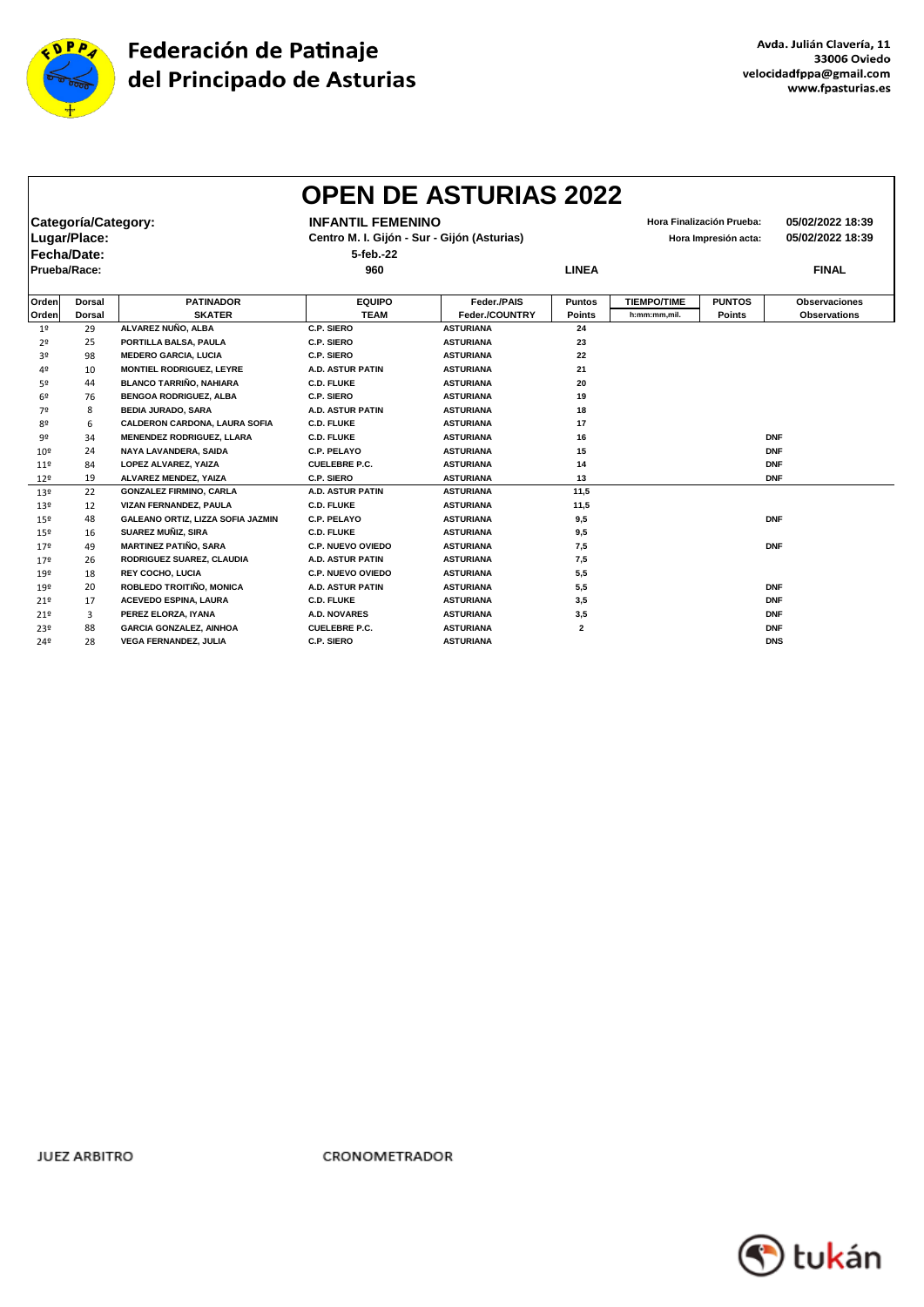# Federación de Patinaje del Principado de Asturias

Avda. Julián Clavería, 11
33006 Oviedo
velocidadfppa@gmail.com
www.fpasturias.es

## OPEN DE ASTURIAS 2022

**Categoría/Category:** INFANTIL FEMENINO
**Lugar/Place:** Centro M. I. Gijón - Sur - Gijón (Asturias)
**Fecha/Date:** 5-feb.-22
**Prueba/Race:** 960 LINEA FINAL

Hora Finalización Prueba: 05/02/2022 18:39
Hora Impresión acta: 05/02/2022 18:39

| Orden | Dorsal | PATINADOR SKATER | EQUIPO TEAM | Feder./PAIS Feder./COUNTRY | Puntos Points | TIEMPO/TIME h:mm:mm,mil. | PUNTOS Points | Observaciones Observations |
|---|---|---|---|---|---|---|---|---|
| 1º | 29 | ALVAREZ NUÑO, ALBA | C.P. SIERO | ASTURIANA | 24 | | | |
| 2º | 25 | PORTILLA BALSA, PAULA | C.P. SIERO | ASTURIANA | 23 | | | |
| 3º | 98 | MEDERO GARCIA, LUCIA | C.P. SIERO | ASTURIANA | 22 | | | |
| 4º | 10 | MONTIEL RODRIGUEZ, LEYRE | A.D. ASTUR PATIN | ASTURIANA | 21 | | | |
| 5º | 44 | BLANCO TARRIÑO, NAHIARA | C.D. FLUKE | ASTURIANA | 20 | | | |
| 6º | 76 | BENGOA RODRIGUEZ, ALBA | C.P. SIERO | ASTURIANA | 19 | | | |
| 7º | 8 | BEDIA JURADO, SARA | A.D. ASTUR PATIN | ASTURIANA | 18 | | | |
| 8º | 6 | CALDERON CARDONA, LAURA SOFIA | C.D. FLUKE | ASTURIANA | 17 | | | |
| 9º | 34 | MENENDEZ RODRIGUEZ, LLARA | C.D. FLUKE | ASTURIANA | 16 | | | DNF |
| 10º | 24 | NAYA LAVANDERA, SAIDA | C.P. PELAYO | ASTURIANA | 15 | | | DNF |
| 11º | 84 | LOPEZ ALVAREZ, YAIZA | CUELEBRE P.C. | ASTURIANA | 14 | | | DNF |
| 12º | 19 | ALVAREZ MENDEZ, YAIZA | C.P. SIERO | ASTURIANA | 13 | | | DNF |
| 13º | 22 | GONZALEZ FIRMINO, CARLA | A.D. ASTUR PATIN | ASTURIANA | 11,5 | | | |
| 13º | 12 | VIZAN FERNANDEZ, PAULA | C.D. FLUKE | ASTURIANA | 11,5 | | | |
| 15º | 48 | GALEANO ORTIZ, LIZZA SOFIA JAZMIN | C.P. PELAYO | ASTURIANA | 9,5 | | | DNF |
| 15º | 16 | SUAREZ MUÑIZ, SIRA | C.D. FLUKE | ASTURIANA | 9,5 | | | |
| 17º | 49 | MARTINEZ PATIÑO, SARA | C.P. NUEVO OVIEDO | ASTURIANA | 7,5 | | | DNF |
| 17º | 26 | RODRIGUEZ SUAREZ, CLAUDIA | A.D. ASTUR PATIN | ASTURIANA | 7,5 | | | |
| 19º | 18 | REY COCHO, LUCIA | C.P. NUEVO OVIEDO | ASTURIANA | 5,5 | | | |
| 19º | 20 | ROBLEDO TROITIÑO, MONICA | A.D. ASTUR PATIN | ASTURIANA | 5,5 | | | DNF |
| 21º | 17 | ACEVEDO ESPINA, LAURA | C.D. FLUKE | ASTURIANA | 3,5 | | | DNF |
| 21º | 3 | PEREZ ELORZA, IYANA | A.D. NOVARES | ASTURIANA | 3,5 | | | DNF |
| 23º | 88 | GARCIA GONZALEZ, AINHOA | CUELEBRE P.C. | ASTURIANA | 2 | | | DNF |
| 24º | 28 | VEGA FERNANDEZ, JULIA | C.P. SIERO | ASTURIANA | | | | DNS |

JUEZ ARBITRO

CRONOMETRADOR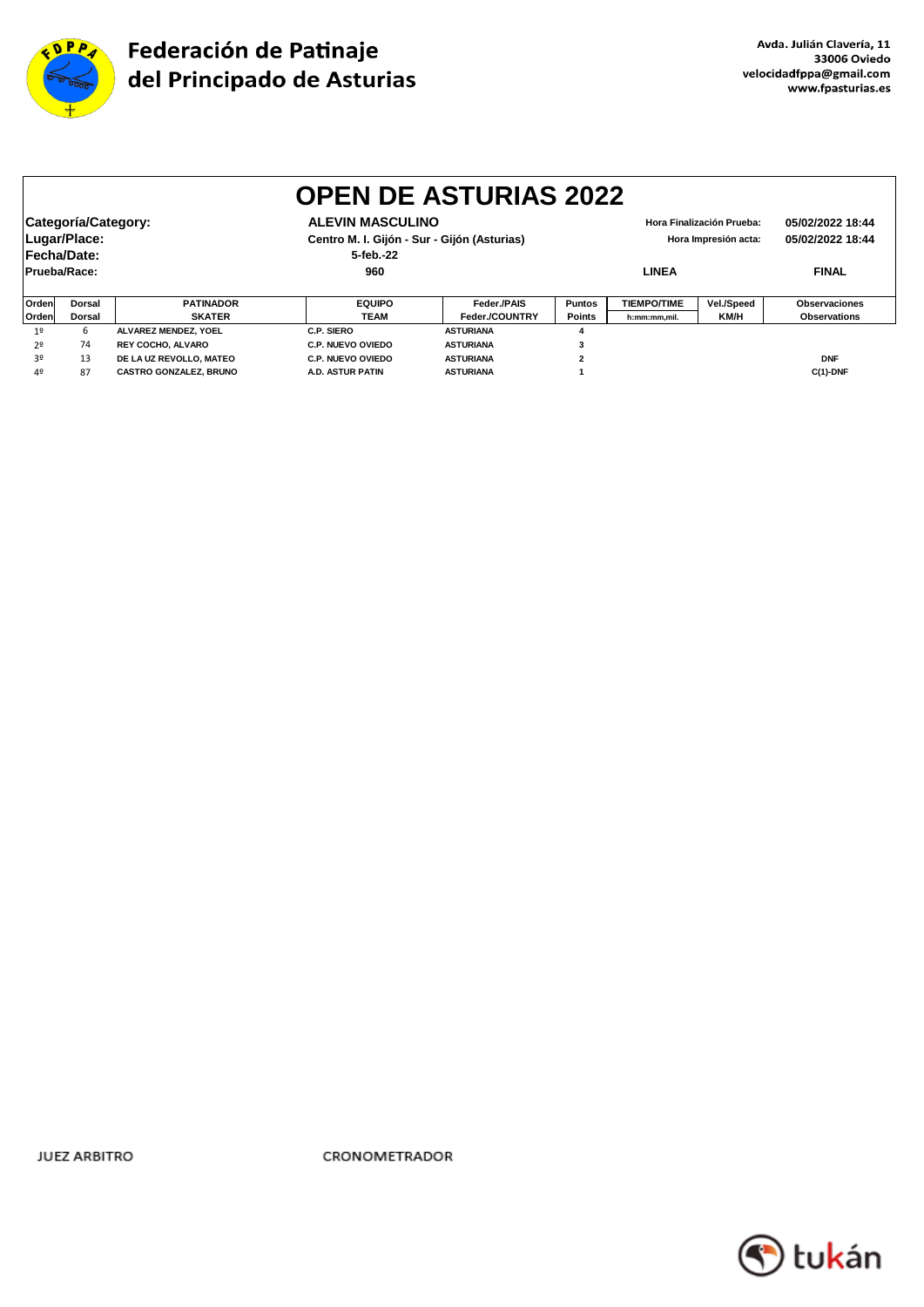Federación de Patinaje del Principado de Asturias

Avda. Julián Clavería, 11
33006 Oviedo
velocidadfppa@gmail.com
www.fpasturias.es

# OPEN DE ASTURIAS 2022

| | | | |
|---|---|---|---|
| Categoría/Category: | ALEVIN MASCULINO | Hora Finalización Prueba: | 05/02/2022 18:44 |
| Lugar/Place: | Centro M. I. Gijón - Sur - Gijón (Asturias) | Hora Impresión acta: | 05/02/2022 18:44 |
| Fecha/Date: | 5-feb.-22 | | |
| Prueba/Race: | 960 | LINEA | FINAL |

| Orden<br>Orden | Dorsal<br>Dorsal | PATINADOR<br>SKATER | EQUIPO<br>TEAM | Feder./PAIS<br>Feder./COUNTRY | Puntos<br>Points | TIEMPO/TIME<br>h:mm:mm,mil. | Vel./Speed<br>KM/H | Observaciones<br>Observations |
|---|---|---|---|---|---|---|---|---|
| 1º | 6 | ALVAREZ MENDEZ, YOEL | C.P. SIERO | ASTURIANA | 4 | | | |
| 2º | 74 | REY COCHO, ALVARO | C.P. NUEVO OVIEDO | ASTURIANA | 3 | | | |
| 3º | 13 | DE LA UZ REVOLLO, MATEO | C.P. NUEVO OVIEDO | ASTURIANA | 2 | | | DNF |
| 4º | 87 | CASTRO GONZALEZ, BRUNO | A.D. ASTUR PATIN | ASTURIANA | 1 | | | C(1)-DNF |

JUEZ ARBITRO

CRONOMETRADOR

tukán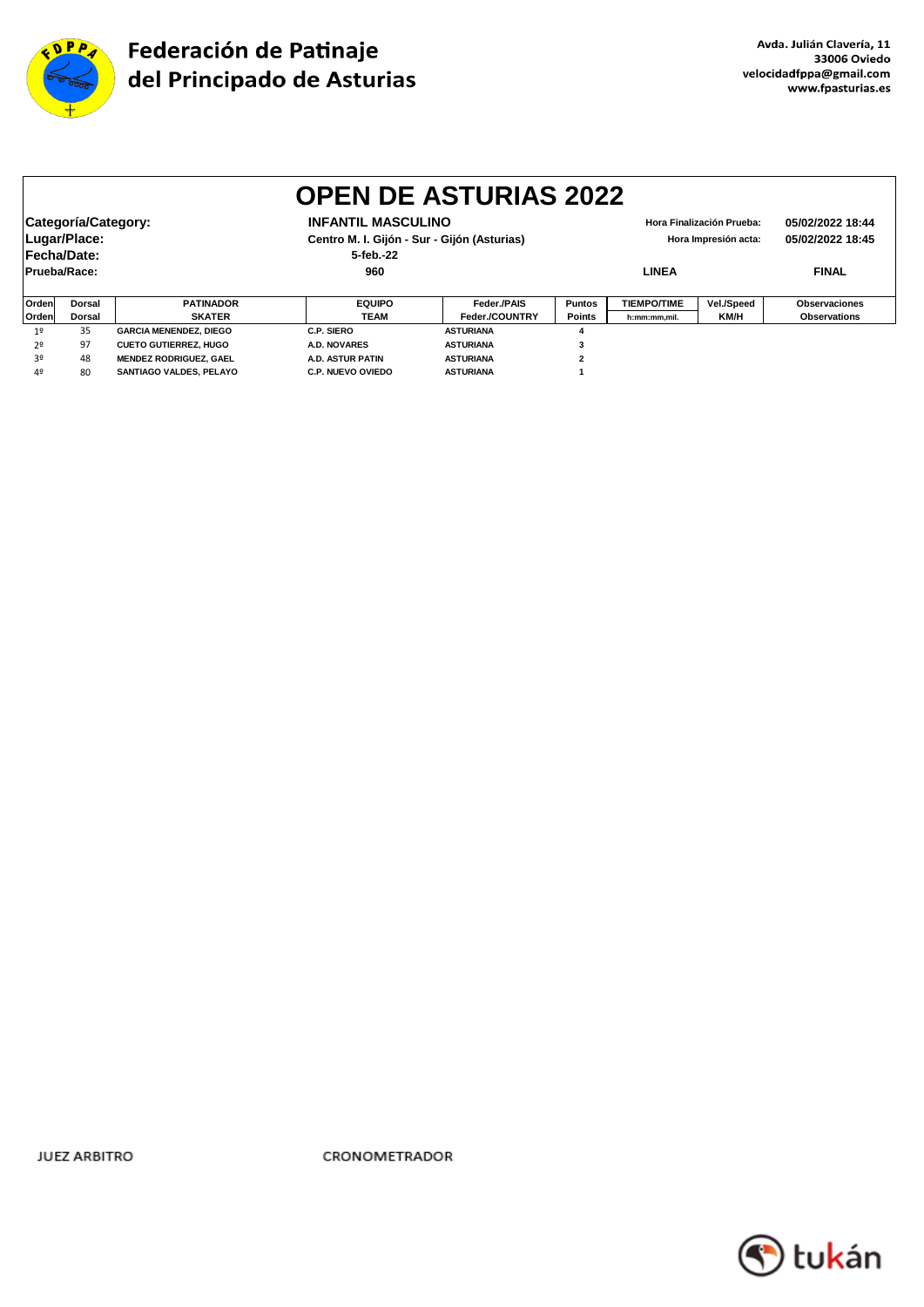# Federación de Patinaje del Principado de Asturias

Avda. Julián Clavería, 11
33006 Oviedo
velocidadfppa@gmail.com
www.fpasturias.es

## OPEN DE ASTURIAS 2022

| | | | |
|---|---|---|---|
| **Categoría/Category:** | **INFANTIL MASCULINO** | **Hora Finalización Prueba:** | **05/02/2022 18:44** |
| **Lugar/Place:** | **Centro M. I. Gijón - Sur - Gijón (Asturias)** | **Hora Impresión acta:** | **05/02/2022 18:45** |
| **Fecha/Date:** | **5-feb.-22** | | |
| **Prueba/Race:** | **960** | **LINEA** | **FINAL** |

| Orden Orden | Dorsal Dorsal | PATINADOR SKATER | EQUIPO TEAM | Feder./PAIS Feder./COUNTRY | Puntos Points | TIEMPO/TIME h:mm:mm,mil. | Vel./Speed KM/H | Observaciones Observations |
|---|---|---|---|---|---|---|---|---|
| 1º | 35 | GARCIA MENENDEZ, DIEGO | C.P. SIERO | ASTURIANA | 4 | | | |
| 2º | 97 | CUETO GUTIERREZ, HUGO | A.D. NOVARES | ASTURIANA | 3 | | | |
| 3º | 48 | MENDEZ RODRIGUEZ, GAEL | A.D. ASTUR PATIN | ASTURIANA | 2 | | | |
| 4º | 80 | SANTIAGO VALDES, PELAYO | C.P. NUEVO OVIEDO | ASTURIANA | 1 | | | |

JUEZ ARBITRO

CRONOMETRADOR

tukán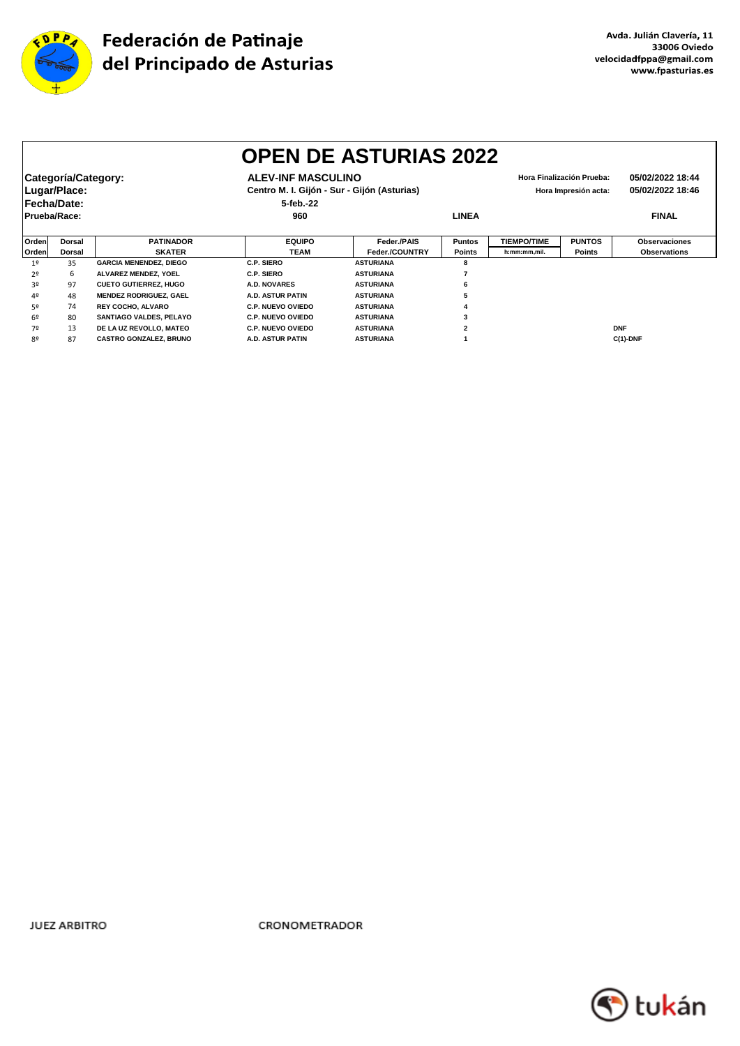# Federación de Patinaje del Principado de Asturias

Avda. Julián Clavería, 11
33006 Oviedo
velocidadfppa@gmail.com
www.fpasturias.es

## OPEN DE ASTURIAS 2022

| | | | |
|---|---|---|---|
| **Categoría/Category:** | **ALEV-INF MASCULINO** | Hora Finalización Prueba: | 05/02/2022 18:44 |
| **Lugar/Place:** | **Centro M. I. Gijón - Sur - Gijón (Asturias)** | Hora Impresión acta: | 05/02/2022 18:46 |
| **Fecha/Date:** | **5-feb.-22** | | |
| **Prueba/Race:** | **960** | **LINEA** | **FINAL** |

| Orden | Dorsal | PATINADOR / SKATER | EQUIPO / TEAM | Feder./PAIS / Feder./COUNTRY | Puntos / Points | TIEMPO/TIME h:mm:mm,mil. | PUNTOS / Points | Observaciones / Observations |
|---|---|---|---|---|---|---|---|---|
| 1º | 35 | GARCIA MENENDEZ, DIEGO | C.P. SIERO | ASTURIANA | 8 | | | |
| 2º | 6 | ALVAREZ MENDEZ, YOEL | C.P. SIERO | ASTURIANA | 7 | | | |
| 3º | 97 | CUETO GUTIERREZ, HUGO | A.D. NOVARES | ASTURIANA | 6 | | | |
| 4º | 48 | MENDEZ RODRIGUEZ, GAEL | A.D. ASTUR PATIN | ASTURIANA | 5 | | | |
| 5º | 74 | REY COCHO, ALVARO | C.P. NUEVO OVIEDO | ASTURIANA | 4 | | | |
| 6º | 80 | SANTIAGO VALDES, PELAYO | C.P. NUEVO OVIEDO | ASTURIANA | 3 | | | |
| 7º | 13 | DE LA UZ REVOLLO, MATEO | C.P. NUEVO OVIEDO | ASTURIANA | 2 | | | DNF |
| 8º | 87 | CASTRO GONZALEZ, BRUNO | A.D. ASTUR PATIN | ASTURIANA | 1 | | | C(1)-DNF |

JUEZ ARBITRO

CRONOMETRADOR

tukán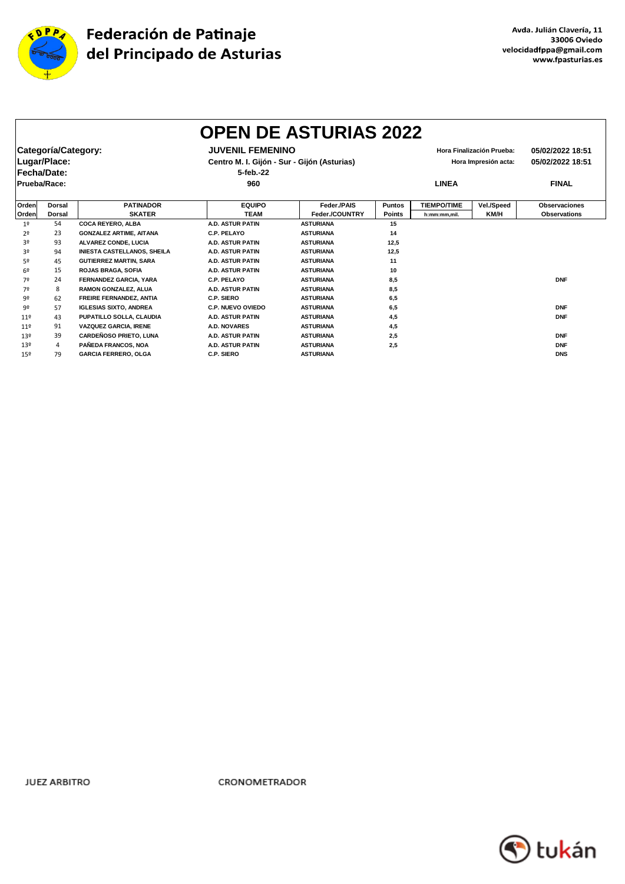# Federación de Patinaje del Principado de Asturias

Avda. Julián Clavería, 11
33006 Oviedo
velocidadfppa@gmail.com
www.fpasturias.es

## OPEN DE ASTURIAS 2022

**Categoría/Category:** JUVENIL FEMENINO

**Lugar/Place:** Centro M. I. Gijón - Sur - Gijón (Asturias)

**Fecha/Date:** 5-feb.-22

**Prueba/Race:** 960 LINEA FINAL

Hora Finalización Prueba: 05/02/2022 18:51

Hora Impresión acta: 05/02/2022 18:51

| Orden | Dorsal | PATINADOR SKATER | EQUIPO TEAM | Feder./PAIS Feder./COUNTRY | Puntos Points | TIEMPO/TIME h:mm:mm,mil. | Vel./Speed KM/H | Observaciones Observations |
|---|---|---|---|---|---|---|---|---|
| 1º | 54 | COCA REYERO, ALBA | A.D. ASTUR PATIN | ASTURIANA | 15 | | | |
| 2º | 23 | GONZALEZ ARTIME, AITANA | C.P. PELAYO | ASTURIANA | 14 | | | |
| 3º | 93 | ALVAREZ CONDE, LUCIA | A.D. ASTUR PATIN | ASTURIANA | 12,5 | | | |
| 3º | 94 | INIESTA CASTELLANOS, SHEILA | A.D. ASTUR PATIN | ASTURIANA | 12,5 | | | |
| 5º | 45 | GUTIERREZ MARTIN, SARA | A.D. ASTUR PATIN | ASTURIANA | 11 | | | |
| 6º | 15 | ROJAS BRAGA, SOFIA | A.D. ASTUR PATIN | ASTURIANA | 10 | | | |
| 7º | 24 | FERNANDEZ GARCIA, YARA | C.P. PELAYO | ASTURIANA | 8,5 | | | DNF |
| 7º | 8 | RAMON GONZALEZ, ALUA | A.D. ASTUR PATIN | ASTURIANA | 8,5 | | | |
| 9º | 62 | FREIRE FERNANDEZ, ANTIA | C.P. SIERO | ASTURIANA | 6,5 | | | |
| 9º | 57 | IGLESIAS SIXTO, ANDREA | C.P. NUEVO OVIEDO | ASTURIANA | 6,5 | | | DNF |
| 11º | 43 | PUPATILLO SOLLA, CLAUDIA | A.D. ASTUR PATIN | ASTURIANA | 4,5 | | | DNF |
| 11º | 91 | VAZQUEZ GARCIA, IRENE | A.D. NOVARES | ASTURIANA | 4,5 | | | |
| 13º | 39 | CARDEÑOSO PRIETO, LUNA | A.D. ASTUR PATIN | ASTURIANA | 2,5 | | | DNF |
| 13º | 4 | PAÑEDA FRANCOS, NOA | A.D. ASTUR PATIN | ASTURIANA | 2,5 | | | DNF |
| 15º | 79 | GARCIA FERRERO, OLGA | C.P. SIERO | ASTURIANA | | | | DNS |

JUEZ ARBITRO

CRONOMETRADOR

tukán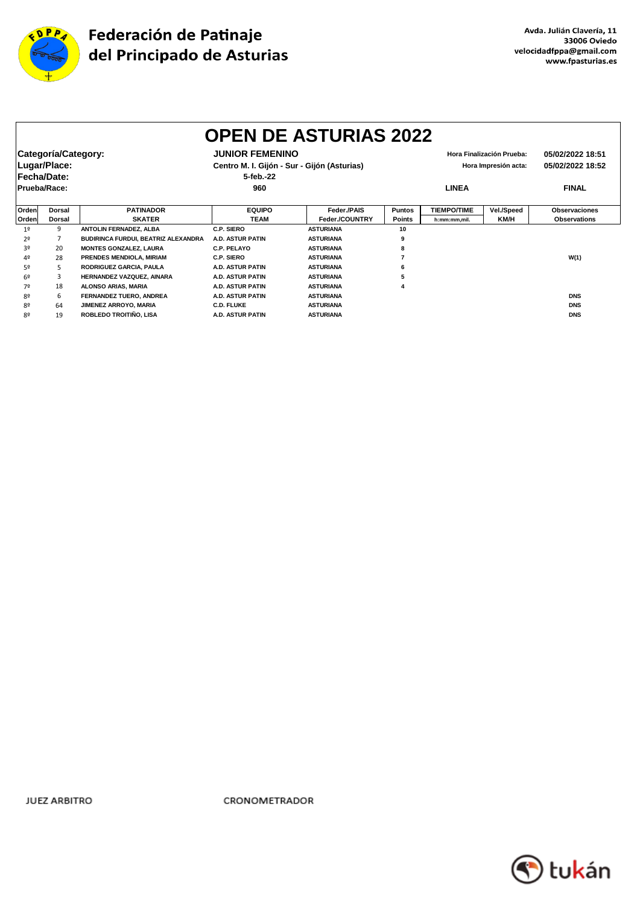# Federación de Patinaje del Principado de Asturias

Avda. Julián Clavería, 11
33006 Oviedo
velocidadfppa@gmail.com
www.fpasturias.es

## OPEN DE ASTURIAS 2022

**Categoría/Category:** JUNIOR FEMENINO — Hora Finalización Prueba: 05/02/2022 18:51
**Lugar/Place:** Centro M. I. Gijón - Sur - Gijón (Asturias) — Hora Impresión acta: 05/02/2022 18:52
**Fecha/Date:** 5-feb.-22
**Prueba/Race:** 960 — LINEA — FINAL

| Orden<br>Orden | Dorsal<br>Dorsal | PATINADOR<br>SKATER | EQUIPO<br>TEAM | Feder./PAIS<br>Feder./COUNTRY | Puntos<br>Points | TIEMPO/TIME<br>h:mm:mm,mil. | Vel./Speed<br>KM/H | Observaciones<br>Observations |
|---|---|---|---|---|---|---|---|---|
| 1º | 9 | ANTOLIN FERNADEZ, ALBA | C.P. SIERO | ASTURIANA | 10 | | | |
| 2º | 7 | BUDIRINCA FURDUI, BEATRIZ ALEXANDRA | A.D. ASTUR PATIN | ASTURIANA | 9 | | | |
| 3º | 20 | MONTES GONZALEZ, LAURA | C.P. PELAYO | ASTURIANA | 8 | | | |
| 4º | 28 | PRENDES MENDIOLA, MIRIAM | C.P. SIERO | ASTURIANA | 7 | | | W(1) |
| 5º | 5 | RODRIGUEZ GARCIA, PAULA | A.D. ASTUR PATIN | ASTURIANA | 6 | | | |
| 6º | 3 | HERNANDEZ VAZQUEZ, AINARA | A.D. ASTUR PATIN | ASTURIANA | 5 | | | |
| 7º | 18 | ALONSO ARIAS, MARIA | A.D. ASTUR PATIN | ASTURIANA | 4 | | | |
| 8º | 6 | FERNANDEZ TUERO, ANDREA | A.D. ASTUR PATIN | ASTURIANA | | | | DNS |
| 8º | 64 | JIMENEZ ARROYO, MARIA | C.D. FLUKE | ASTURIANA | | | | DNS |
| 8º | 19 | ROBLEDO TROITIÑO, LISA | A.D. ASTUR PATIN | ASTURIANA | | | | DNS |

JUEZ ARBITRO

CRONOMETRADOR

tukán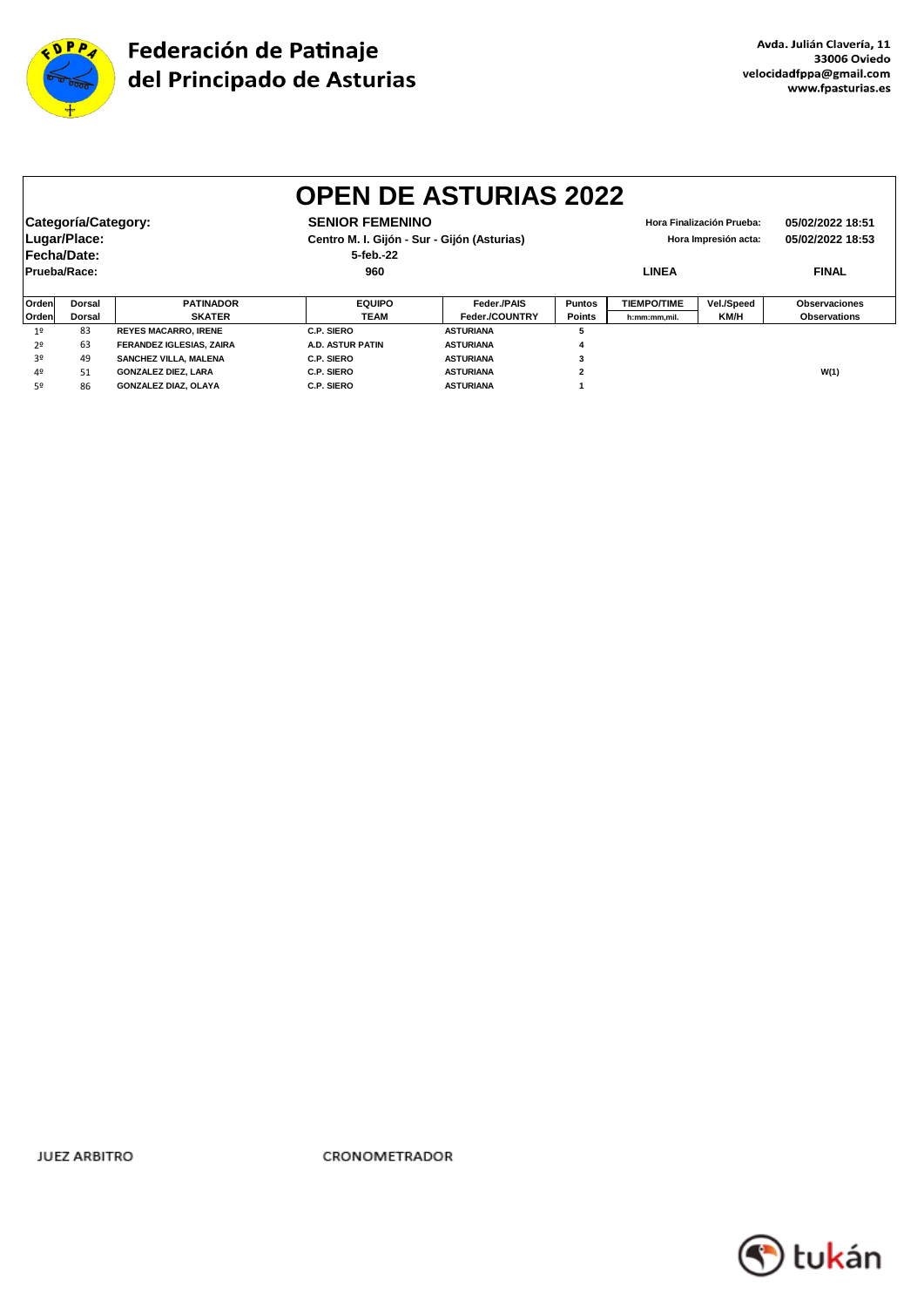**Federación de Patinaje del Principado de Asturias**

Avda. Julián Clavería, 11
33006 Oviedo
velocidadfppa@gmail.com
www.fpasturias.es

# OPEN DE ASTURIAS 2022

| | | | |
|---|---|---|---|
| **Categoría/Category:** | **SENIOR FEMENINO** | **Hora Finalización Prueba:** | **05/02/2022 18:51** |
| **Lugar/Place:** | **Centro M. I. Gijón - Sur - Gijón (Asturias)** | **Hora Impresión acta:** | **05/02/2022 18:53** |
| **Fecha/Date:** | **5-feb.-22** | | |
| **Prueba/Race:** | **960** | **LINEA** | **FINAL** |

| Orden<br>Orden | Dorsal<br>Dorsal | PATINADOR<br>SKATER | EQUIPO<br>TEAM | Feder./PAIS<br>Feder./COUNTRY | Puntos<br>Points | TIEMPO/TIME<br>h:mm:mm,mil. | Vel./Speed<br>KM/H | Observaciones<br>Observations |
|---|---|---|---|---|---|---|---|---|
| 1º | 83 | REYES MACARRO, IRENE | C.P. SIERO | ASTURIANA | 5 | | | |
| 2º | 63 | FERANDEZ IGLESIAS, ZAIRA | A.D. ASTUR PATIN | ASTURIANA | 4 | | | |
| 3º | 49 | SANCHEZ VILLA, MALENA | C.P. SIERO | ASTURIANA | 3 | | | |
| 4º | 51 | GONZALEZ DIEZ, LARA | C.P. SIERO | ASTURIANA | 2 | | | W(1) |
| 5º | 86 | GONZALEZ DIAZ, OLAYA | C.P. SIERO | ASTURIANA | 1 | | | |

JUEZ ARBITRO

CRONOMETRADOR

tukán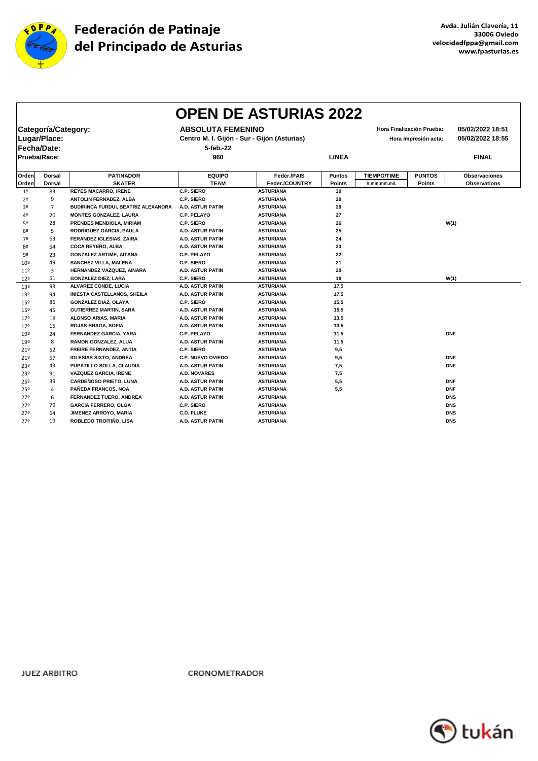# Federación de Patinaje del Principado de Asturias

Avda. Julián Clavería, 11
33006 Oviedo
velocidadfppa@gmail.com
www.fpasturias.es

## OPEN DE ASTURIAS 2022

| | | | |
|---|---|---|---|
| **Categoría/Category:** | **ABSOLUTA FEMENINO** | Hora Finalización Prueba: | 05/02/2022 18:51 |
| **Lugar/Place:** | **Centro M. I. Gijón - Sur - Gijón (Asturias)** | Hora Impresión acta: | 05/02/2022 18:55 |
| **Fecha/Date:** | **5-feb.-22** | | |
| **Prueba/Race:** | **960** | **LINEA** | **FINAL** |

| Orden / Orden | Dorsal / Dorsal | PATINADOR / SKATER | EQUIPO / TEAM | Feder./PAIS / Feder./COUNTRY | Puntos / Points | TIEMPO/TIME / h:mm:mm,mil. | PUNTOS / Points | Observaciones / Observations |
|---|---|---|---|---|---|---|---|---|
| 1º | 83 | REYES MACARRO, IRENE | C.P. SIERO | ASTURIANA | 30 | | | |
| 2º | 9 | ANTOLIN FERNADEZ, ALBA | C.P. SIERO | ASTURIANA | 29 | | | |
| 3º | 7 | BUDIRINCA FURDUI, BEATRIZ ALEXANDRA | A.D. ASTUR PATIN | ASTURIANA | 28 | | | |
| 4º | 20 | MONTES GONZALEZ, LAURA | C.P. PELAYO | ASTURIANA | 27 | | | |
| 5º | 28 | PRENDES MENDIOLA, MIRIAM | C.P. SIERO | ASTURIANA | 26 | | | W(1) |
| 6º | 5 | RODRIGUEZ GARCIA, PAULA | A.D. ASTUR PATIN | ASTURIANA | 25 | | | |
| 7º | 63 | FERANDEZ IGLESIAS, ZAIRA | A.D. ASTUR PATIN | ASTURIANA | 24 | | | |
| 8º | 54 | COCA REYERO, ALBA | A.D. ASTUR PATIN | ASTURIANA | 23 | | | |
| 9º | 23 | GONZALEZ ARTIME, AITANA | C.P. PELAYO | ASTURIANA | 22 | | | |
| 10º | 49 | SANCHEZ VILLA, MALENA | C.P. SIERO | ASTURIANA | 21 | | | |
| 11º | 3 | HERNANDEZ VAZQUEZ, AINARA | A.D. ASTUR PATIN | ASTURIANA | 20 | | | |
| 12º | 51 | GONZALEZ DIEZ, LARA | C.P. SIERO | ASTURIANA | 19 | | | W(1) |
| 13º | 93 | ALVAREZ CONDE, LUCIA | A.D. ASTUR PATIN | ASTURIANA | 17,5 | | | |
| 13º | 94 | INIESTA CASTELLANOS, SHEILA | A.D. ASTUR PATIN | ASTURIANA | 17,5 | | | |
| 15º | 86 | GONZALEZ DIAZ, OLAYA | C.P. SIERO | ASTURIANA | 15,5 | | | |
| 15º | 45 | GUTIERREZ MARTIN, SARA | A.D. ASTUR PATIN | ASTURIANA | 15,5 | | | |
| 17º | 18 | ALONSO ARIAS, MARIA | A.D. ASTUR PATIN | ASTURIANA | 13,5 | | | |
| 17º | 15 | ROJAS BRAGA, SOFIA | A.D. ASTUR PATIN | ASTURIANA | 13,5 | | | |
| 19º | 24 | FERNANDEZ GARCIA, YARA | C.P. PELAYO | ASTURIANA | 11,5 | | | DNF |
| 19º | 8 | RAMON GONZALEZ, ALUA | A.D. ASTUR PATIN | ASTURIANA | 11,5 | | | |
| 21º | 62 | FREIRE FERNANDEZ, ANTIA | C.P. SIERO | ASTURIANA | 9,5 | | | |
| 21º | 57 | IGLESIAS SIXTO, ANDREA | C.P. NUEVO OVIEDO | ASTURIANA | 9,5 | | | DNF |
| 23º | 43 | PUPATILLO SOLLA, CLAUDIA | A.D. ASTUR PATIN | ASTURIANA | 7,5 | | | DNF |
| 23º | 91 | VAZQUEZ GARCIA, IRENE | A.D. NOVARES | ASTURIANA | 7,5 | | | |
| 25º | 39 | CARDEÑOSO PRIETO, LUNA | A.D. ASTUR PATIN | ASTURIANA | 5,5 | | | DNF |
| 25º | 4 | PAÑEDA FRANCOS, NOA | A.D. ASTUR PATIN | ASTURIANA | 5,5 | | | DNF |
| 27º | 6 | FERNANDEZ TUERO, ANDREA | A.D. ASTUR PATIN | ASTURIANA | | | | DNS |
| 27º | 79 | GARCIA FERRERO, OLGA | C.P. SIERO | ASTURIANA | | | | DNS |
| 27º | 64 | JIMENEZ ARROYO, MARIA | C.D. FLUKE | ASTURIANA | | | | DNS |
| 27º | 19 | ROBLEDO TROITIÑO, LISA | A.D. ASTUR PATIN | ASTURIANA | | | | DNS |

JUEZ ARBITRO

CRONOMETRADOR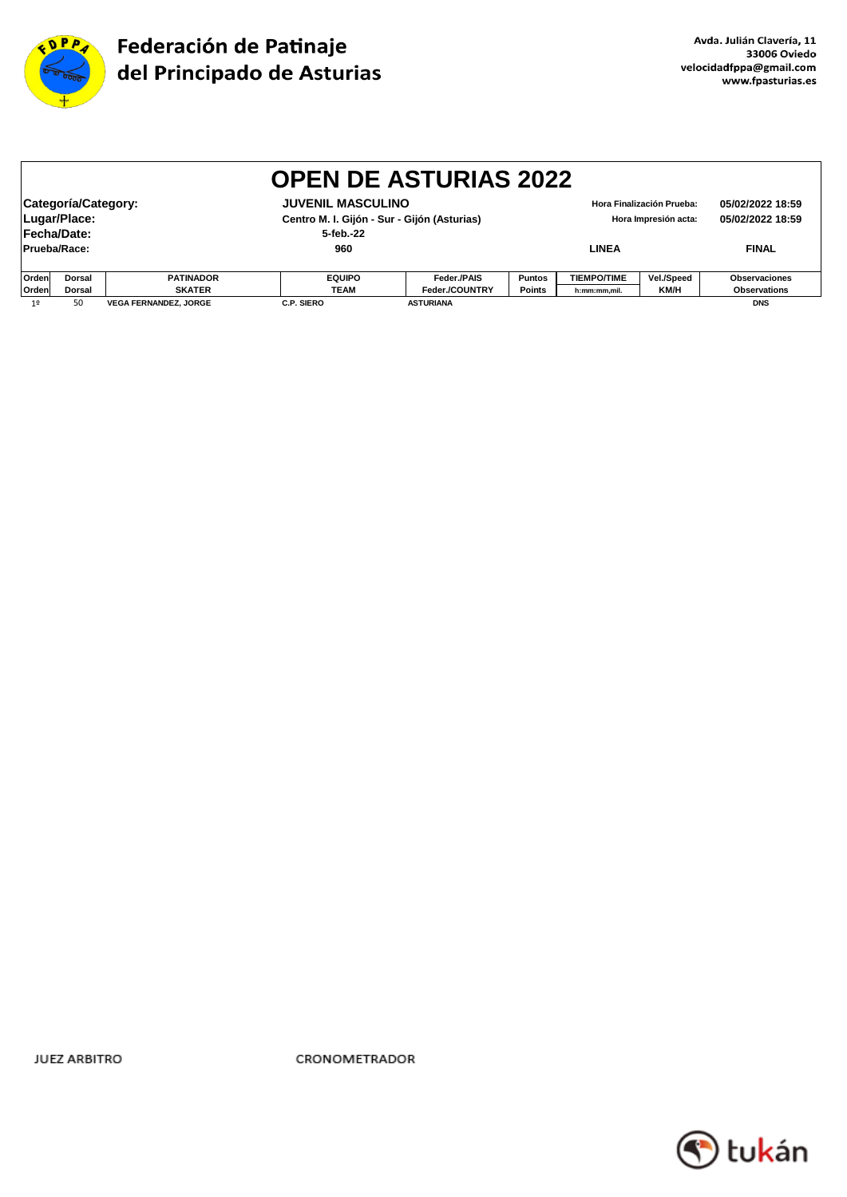**Federación de Patinaje del Principado de Asturias**

Avda. Julián Clavería, 11
33006 Oviedo
velocidadfppa@gmail.com
www.fpasturias.es

# OPEN DE ASTURIAS 2022

**Categoría/Category:** JUVENIL MASCULINO
**Lugar/Place:** Centro M. I. Gijón - Sur - Gijón (Asturias)
**Fecha/Date:** 5-feb.-22
**Prueba/Race:** 960 LINEA FINAL

**Hora Finalización Prueba:** 05/02/2022 18:59
**Hora Impresión acta:** 05/02/2022 18:59

| Orden | Dorsal | PATINADOR | EQUIPO | Feder./PAIS | Puntos | TIEMPO/TIME | Vel./Speed | Observaciones |
|---|---|---|---|---|---|---|---|---|
| Orden | Dorsal | SKATER | TEAM | Feder./COUNTRY | Points | h:mm:mm,mil. | KM/H | Observations |
| 1º | 50 | VEGA FERNANDEZ, JORGE | C.P. SIERO | ASTURIANA | | | | DNS |

JUEZ ARBITRO

CRONOMETRADOR

tukán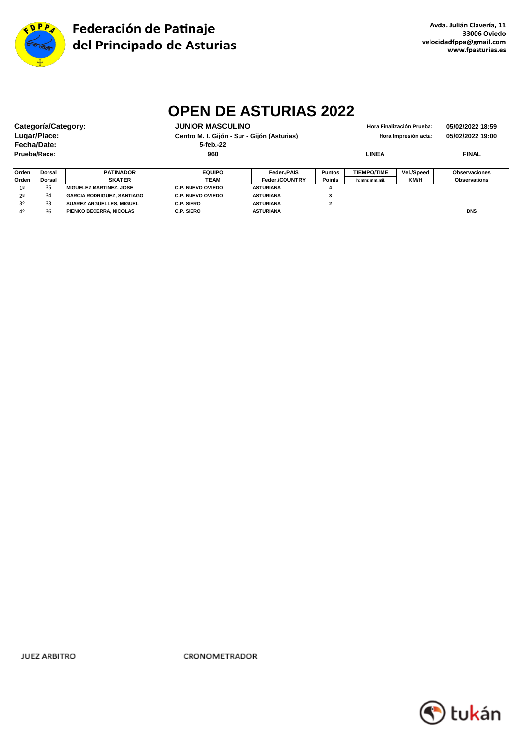Federación de Patinaje del Principado de Asturias

Avda. Julián Clavería, 11
33006 Oviedo
velocidadfppa@gmail.com
www.fpasturias.es

# OPEN DE ASTURIAS 2022

| | | | |
|---|---|---|---|
| **Categoría/Category:** | **JUNIOR MASCULINO** | **Hora Finalización Prueba:** | **05/02/2022 18:59** |
| **Lugar/Place:** | **Centro M. I. Gijón - Sur - Gijón (Asturias)** | **Hora Impresión acta:** | **05/02/2022 19:00** |
| **Fecha/Date:** | **5-feb.-22** | | |
| **Prueba/Race:** | **960** | **LINEA** | **FINAL** |

| Orden / Orden | Dorsal / Dorsal | PATINADOR / SKATER | EQUIPO / TEAM | Feder./PAIS / Feder./COUNTRY | Puntos / Points | TIEMPO/TIME / h:mm:mm,mil. | Vel./Speed / KM/H | Observaciones / Observations |
|---|---|---|---|---|---|---|---|---|
| 1º | 35 | MIGUELEZ MARTINEZ, JOSE | C.P. NUEVO OVIEDO | ASTURIANA | 4 | | | |
| 2º | 34 | GARCIA RODRIGUEZ, SANTIAGO | C.P. NUEVO OVIEDO | ASTURIANA | 3 | | | |
| 3º | 33 | SUAREZ ARGÜELLES, MIGUEL | C.P. SIERO | ASTURIANA | 2 | | | |
| 4º | 36 | PIENKO BECERRA, NICOLAS | C.P. SIERO | ASTURIANA | | | | DNS |

JUEZ ARBITRO

CRONOMETRADOR

tukán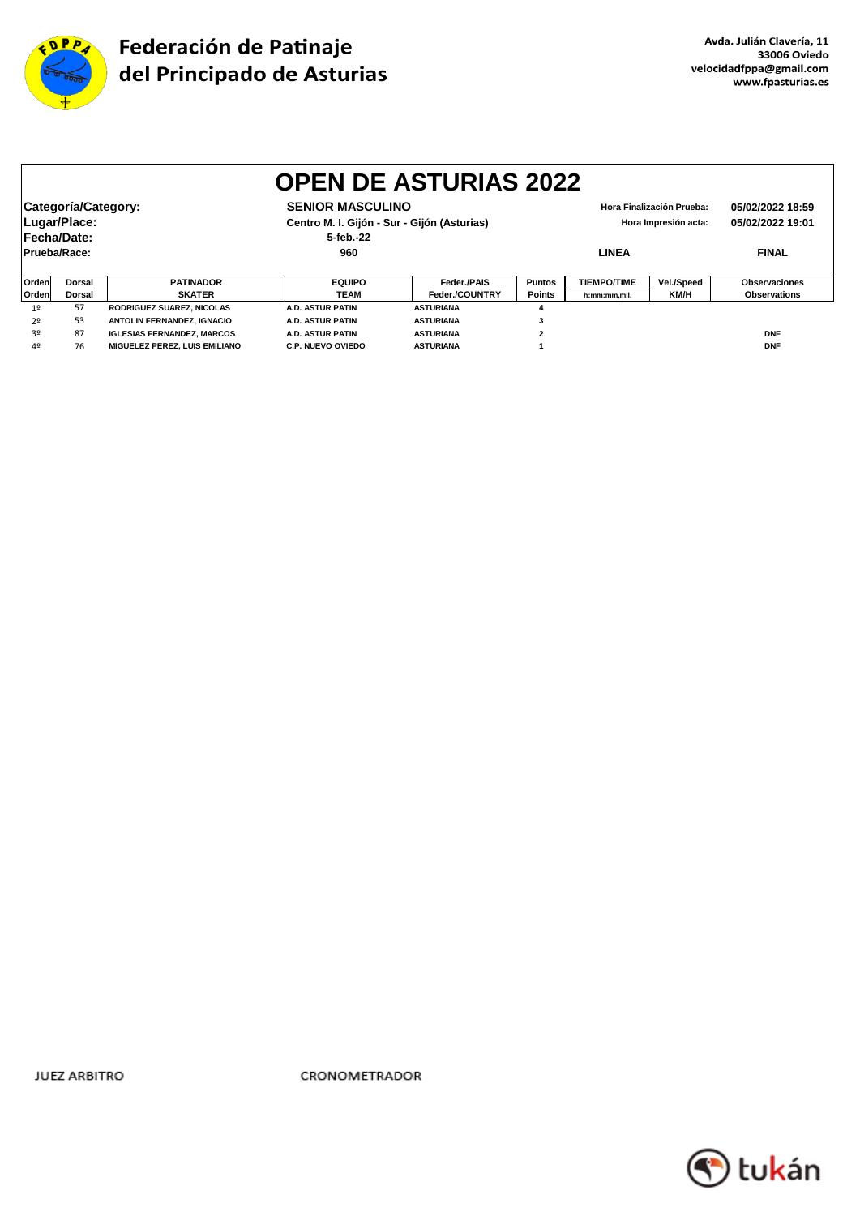Federación de Patinaje del Principado de Asturias

Avda. Julián Clavería, 11
33006 Oviedo
velocidadfppa@gmail.com
www.fpasturias.es

# OPEN DE ASTURIAS 2022

| | | | |
|---|---|---|---|
| Categoría/Category: | SENIOR MASCULINO | Hora Finalización Prueba: | 05/02/2022 18:59 |
| Lugar/Place: | Centro M. I. Gijón - Sur - Gijón (Asturias) | Hora Impresión acta: | 05/02/2022 19:01 |
| Fecha/Date: | 5-feb.-22 | | |
| Prueba/Race: | 960 | LINEA | FINAL |

| Orden<br>Orden | Dorsal<br>Dorsal | PATINADOR<br>SKATER | EQUIPO<br>TEAM | Feder./PAIS<br>Feder./COUNTRY | Puntos<br>Points | TIEMPO/TIME<br>h:mm:mm,mil. | Vel./Speed<br>KM/H | Observaciones<br>Observations |
|---|---|---|---|---|---|---|---|---|
| 1º | 57 | RODRIGUEZ SUAREZ, NICOLAS | A.D. ASTUR PATIN | ASTURIANA | 4 | | | |
| 2º | 53 | ANTOLIN FERNANDEZ, IGNACIO | A.D. ASTUR PATIN | ASTURIANA | 3 | | | |
| 3º | 87 | IGLESIAS FERNANDEZ, MARCOS | A.D. ASTUR PATIN | ASTURIANA | 2 | | | DNF |
| 4º | 76 | MIGUELEZ PEREZ, LUIS EMILIANO | C.P. NUEVO OVIEDO | ASTURIANA | 1 | | | DNF |

JUEZ ARBITRO

CRONOMETRADOR

tukán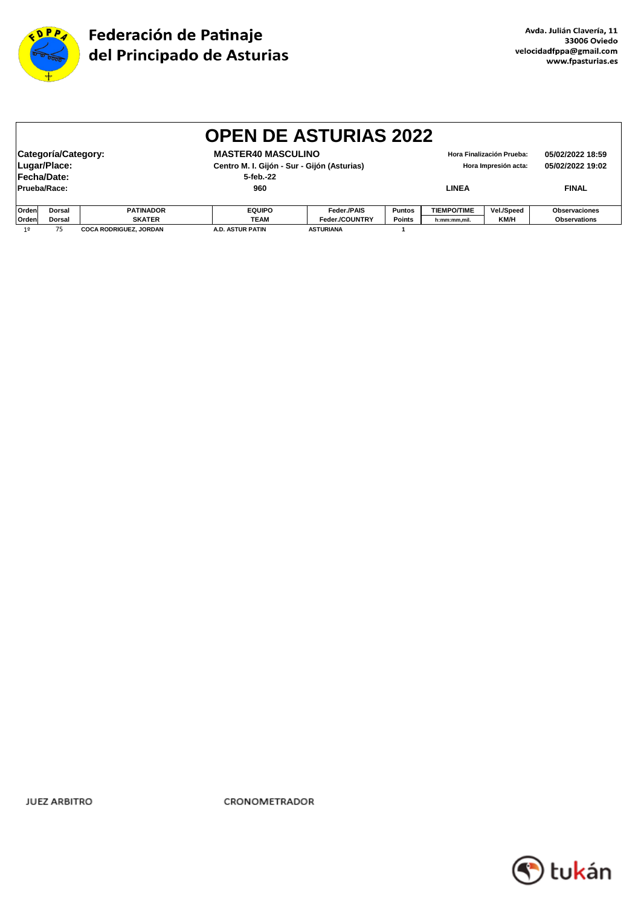**Federación de Patinaje del Principado de Asturias**

Avda. Julián Clavería, 11
33006 Oviedo
velocidadfppa@gmail.com
www.fpasturias.es

# OPEN DE ASTURIAS 2022

| | | | |
|---|---|---|---|
| **Categoría/Category:** | **MASTER40 MASCULINO** | **Hora Finalización Prueba:** | **05/02/2022 18:59** |
| **Lugar/Place:** | **Centro M. I. Gijón - Sur - Gijón (Asturias)** | **Hora Impresión acta:** | **05/02/2022 19:02** |
| **Fecha/Date:** | **5-feb.-22** | | |
| **Prueba/Race:** | **960** | **LINEA** | **FINAL** |

| Orden<br>Orden | Dorsal<br>Dorsal | PATINADOR<br>SKATER | EQUIPO<br>TEAM | Feder./PAIS<br>Feder./COUNTRY | Puntos<br>Points | TIEMPO/TIME<br>h:mm:mm,mil. | Vel./Speed<br>KM/H | Observaciones<br>Observations |
|---|---|---|---|---|---|---|---|---|
| 1º | 75 | COCA RODRIGUEZ, JORDAN | A.D. ASTUR PATIN | ASTURIANA | 1 | | | |

JUEZ ARBITRO

CRONOMETRADOR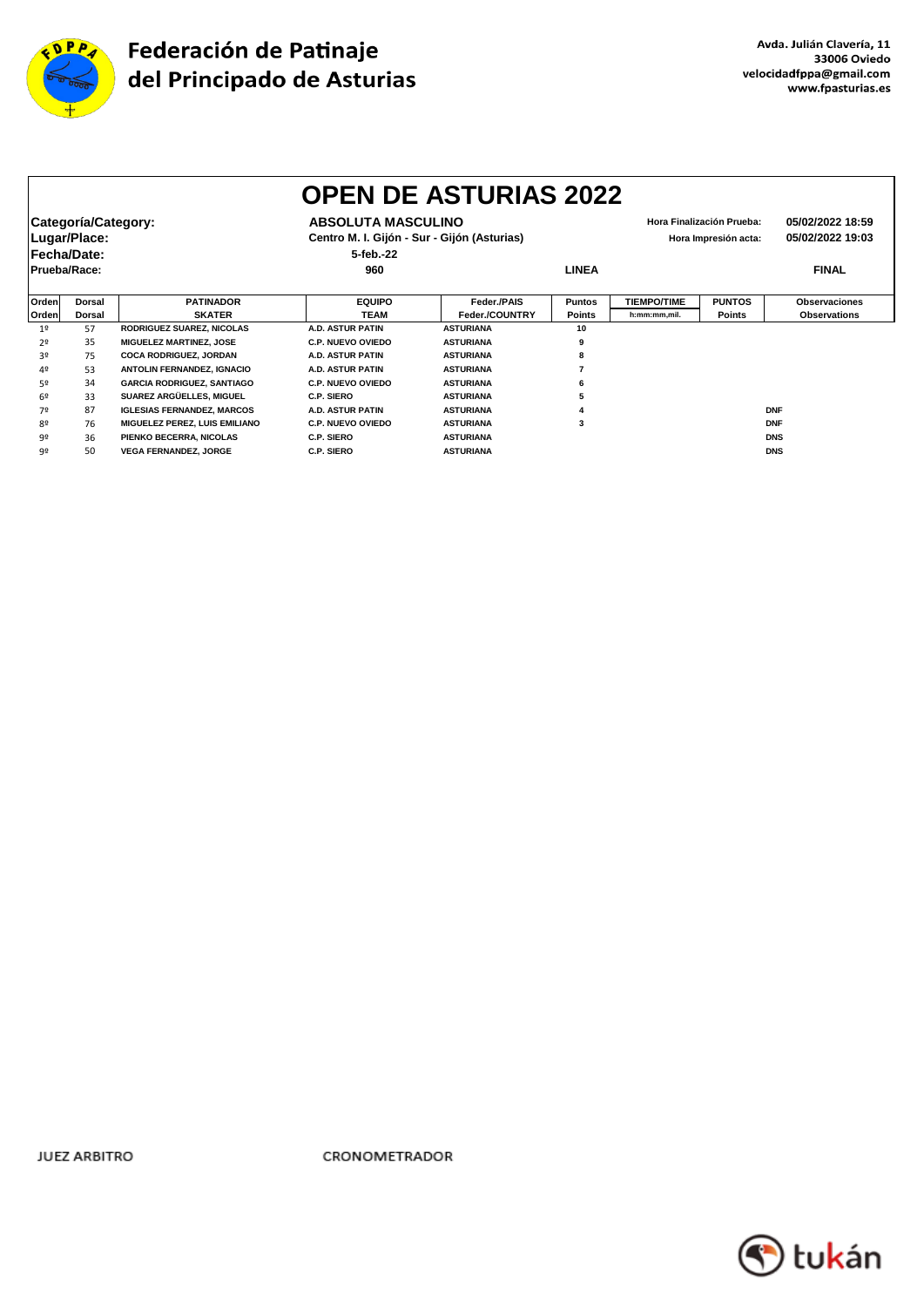**Federación de Patinaje del Principado de Asturias**

Avda. Julián Clavería, 11
33006 Oviedo
velocidadfppa@gmail.com
www.fpasturias.es

# OPEN DE ASTURIAS 2022

| | | | |
|---|---|---|---|
| **Categoría/Category:** | **ABSOLUTA MASCULINO** | Hora Finalización Prueba: | 05/02/2022 18:59 |
| **Lugar/Place:** | Centro M. I. Gijón - Sur - Gijón (Asturias) | Hora Impresión acta: | 05/02/2022 19:03 |
| **Fecha/Date:** | 5-feb.-22 | | |
| **Prueba/Race:** | 960 | LINEA | FINAL |

| Orden<br>Orden | Dorsal<br>Dorsal | PATINADOR<br>SKATER | EQUIPO<br>TEAM | Feder./PAIS<br>Feder./COUNTRY | Puntos<br>Points | TIEMPO/TIME<br>h:mm:mm,mil. | PUNTOS<br>Points | Observaciones<br>Observations |
|---|---|---|---|---|---|---|---|---|
| 1º | 57 | RODRIGUEZ SUAREZ, NICOLAS | A.D. ASTUR PATIN | ASTURIANA | 10 | | | |
| 2º | 35 | MIGUELEZ MARTINEZ, JOSE | C.P. NUEVO OVIEDO | ASTURIANA | 9 | | | |
| 3º | 75 | COCA RODRIGUEZ, JORDAN | A.D. ASTUR PATIN | ASTURIANA | 8 | | | |
| 4º | 53 | ANTOLIN FERNANDEZ, IGNACIO | A.D. ASTUR PATIN | ASTURIANA | 7 | | | |
| 5º | 34 | GARCIA RODRIGUEZ, SANTIAGO | C.P. NUEVO OVIEDO | ASTURIANA | 6 | | | |
| 6º | 33 | SUAREZ ARGÜELLES, MIGUEL | C.P. SIERO | ASTURIANA | 5 | | | |
| 7º | 87 | IGLESIAS FERNANDEZ, MARCOS | A.D. ASTUR PATIN | ASTURIANA | 4 | | | DNF |
| 8º | 76 | MIGUELEZ PEREZ, LUIS EMILIANO | C.P. NUEVO OVIEDO | ASTURIANA | 3 | | | DNF |
| 9º | 36 | PIENKO BECERRA, NICOLAS | C.P. SIERO | ASTURIANA | | | | DNS |
| 9º | 50 | VEGA FERNANDEZ, JORGE | C.P. SIERO | ASTURIANA | | | | DNS |

JUEZ ARBITRO

CRONOMETRADOR

tukán